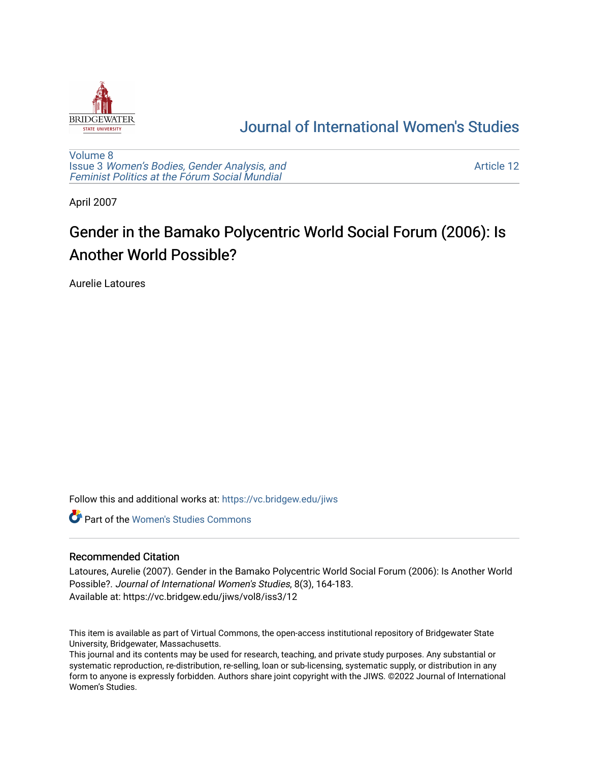# Journal of International Women's Studies

Volume 8
Issue 3 *Women's Bodies, Gender Analysis, and Feminist Politics at the Fórum Social Mundial*

Article 12

April 2007

## Gender in the Bamako Polycentric World Social Forum (2006): Is Another World Possible?

Aurelie Latoures

Follow this and additional works at: https://vc.bridgew.edu/jiws

Part of the Women's Studies Commons

### Recommended Citation

Latoures, Aurelie (2007). Gender in the Bamako Polycentric World Social Forum (2006): Is Another World Possible?. *Journal of International Women's Studies*, 8(3), 164-183.
Available at: https://vc.bridgew.edu/jiws/vol8/iss3/12

This item is available as part of Virtual Commons, the open-access institutional repository of Bridgewater State University, Bridgewater, Massachusetts.
This journal and its contents may be used for research, teaching, and private study purposes. Any substantial or systematic reproduction, re-distribution, re-selling, loan or sub-licensing, systematic supply, or distribution in any form to anyone is expressly forbidden. Authors share joint copyright with the JIWS. ©2022 Journal of International Women's Studies.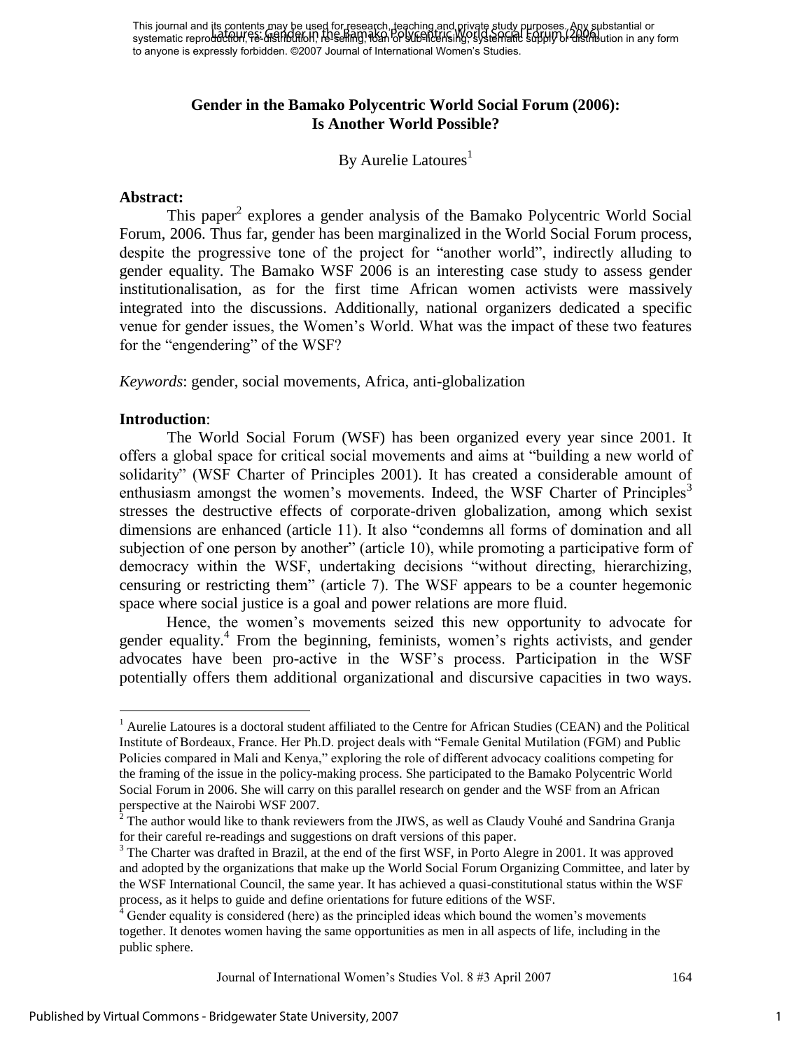# Gender in the Bamako Polycentric World Social Forum (2006): Is Another World Possible?

By Aurelie Latoures[1]

**Abstract:**

This paper[2] explores a gender analysis of the Bamako Polycentric World Social Forum, 2006. Thus far, gender has been marginalized in the World Social Forum process, despite the progressive tone of the project for "another world", indirectly alluding to gender equality. The Bamako WSF 2006 is an interesting case study to assess gender institutionalisation, as for the first time African women activists were massively integrated into the discussions. Additionally, national organizers dedicated a specific venue for gender issues, the Women's World. What was the impact of these two features for the "engendering" of the WSF?

*Keywords*: gender, social movements, Africa, anti-globalization

**Introduction**:

The World Social Forum (WSF) has been organized every year since 2001. It offers a global space for critical social movements and aims at "building a new world of solidarity" (WSF Charter of Principles 2001). It has created a considerable amount of enthusiasm amongst the women's movements. Indeed, the WSF Charter of Principles[3] stresses the destructive effects of corporate-driven globalization, among which sexist dimensions are enhanced (article 11). It also "condemns all forms of domination and all subjection of one person by another" (article 10), while promoting a participative form of democracy within the WSF, undertaking decisions "without directing, hierarchizing, censuring or restricting them" (article 7). The WSF appears to be a counter hegemonic space where social justice is a goal and power relations are more fluid.

Hence, the women's movements seized this new opportunity to advocate for gender equality.[4] From the beginning, feminists, women's rights activists, and gender advocates have been pro-active in the WSF's process. Participation in the WSF potentially offers them additional organizational and discursive capacities in two ways.

---

[1] Aurelie Latoures is a doctoral student affiliated to the Centre for African Studies (CEAN) and the Political Institute of Bordeaux, France. Her Ph.D. project deals with "Female Genital Mutilation (FGM) and Public Policies compared in Mali and Kenya," exploring the role of different advocacy coalitions competing for the framing of the issue in the policy-making process. She participated to the Bamako Polycentric World Social Forum in 2006. She will carry on this parallel research on gender and the WSF from an African perspective at the Nairobi WSF 2007.

[2] The author would like to thank reviewers from the JIWS, as well as Claudy Vouhé and Sandrina Granja for their careful re-readings and suggestions on draft versions of this paper.

[3] The Charter was drafted in Brazil, at the end of the first WSF, in Porto Alegre in 2001. It was approved and adopted by the organizations that make up the World Social Forum Organizing Committee, and later by the WSF International Council, the same year. It has achieved a quasi-constitutional status within the WSF process, as it helps to guide and define orientations for future editions of the WSF.

[4] Gender equality is considered (here) as the principled ideas which bound the women's movements together. It denotes women having the same opportunities as men in all aspects of life, including in the public sphere.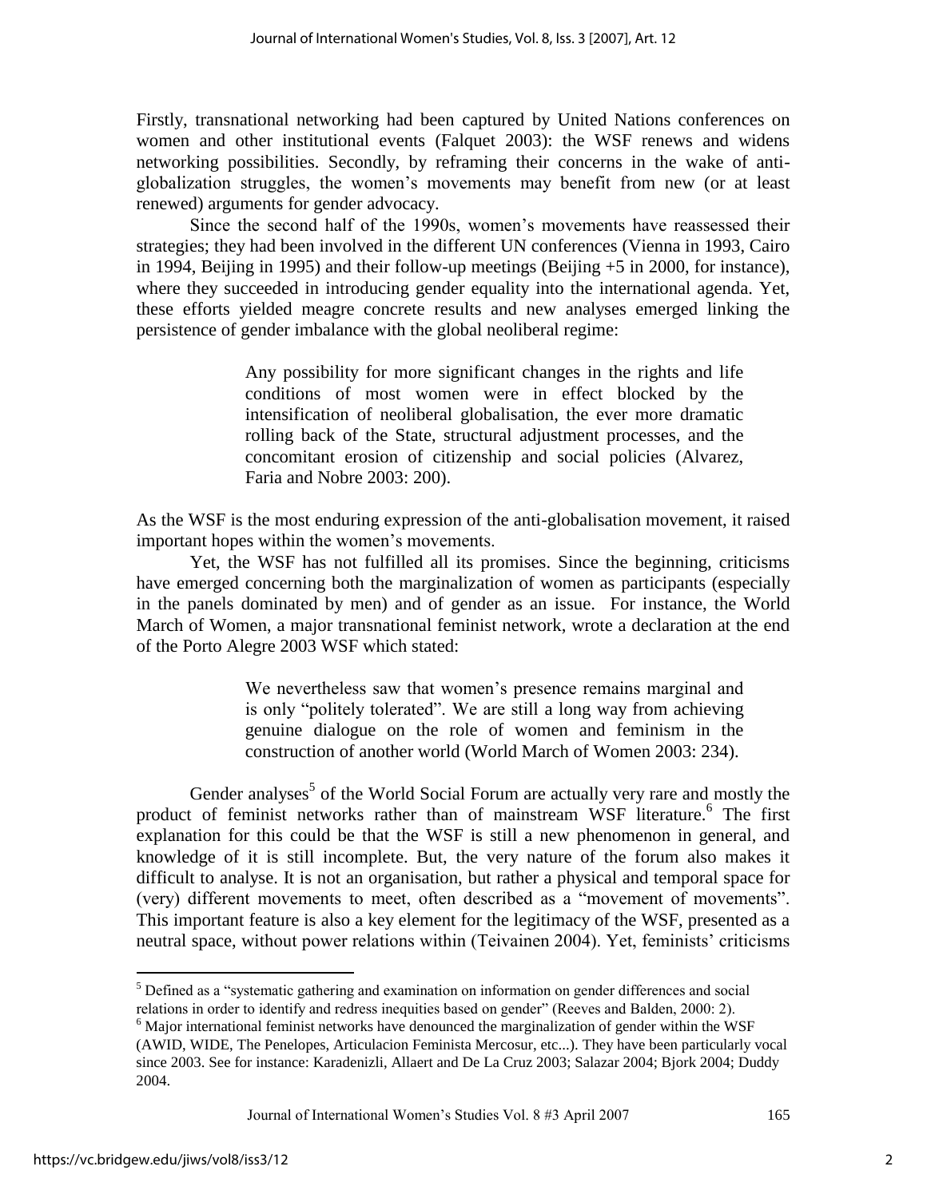Firstly, transnational networking had been captured by United Nations conferences on women and other institutional events (Falquet 2003): the WSF renews and widens networking possibilities. Secondly, by reframing their concerns in the wake of anti-globalization struggles, the women's movements may benefit from new (or at least renewed) arguments for gender advocacy.

Since the second half of the 1990s, women's movements have reassessed their strategies; they had been involved in the different UN conferences (Vienna in 1993, Cairo in 1994, Beijing in 1995) and their follow-up meetings (Beijing +5 in 2000, for instance), where they succeeded in introducing gender equality into the international agenda. Yet, these efforts yielded meagre concrete results and new analyses emerged linking the persistence of gender imbalance with the global neoliberal regime:

> Any possibility for more significant changes in the rights and life conditions of most women were in effect blocked by the intensification of neoliberal globalisation, the ever more dramatic rolling back of the State, structural adjustment processes, and the concomitant erosion of citizenship and social policies (Alvarez, Faria and Nobre 2003: 200).

As the WSF is the most enduring expression of the anti-globalisation movement, it raised important hopes within the women's movements.

Yet, the WSF has not fulfilled all its promises. Since the beginning, criticisms have emerged concerning both the marginalization of women as participants (especially in the panels dominated by men) and of gender as an issue. For instance, the World March of Women, a major transnational feminist network, wrote a declaration at the end of the Porto Alegre 2003 WSF which stated:

> We nevertheless saw that women's presence remains marginal and is only "politely tolerated". We are still a long way from achieving genuine dialogue on the role of women and feminism in the construction of another world (World March of Women 2003: 234).

Gender analyses[5] of the World Social Forum are actually very rare and mostly the product of feminist networks rather than of mainstream WSF literature.[6] The first explanation for this could be that the WSF is still a new phenomenon in general, and knowledge of it is still incomplete. But, the very nature of the forum also makes it difficult to analyse. It is not an organisation, but rather a physical and temporal space for (very) different movements to meet, often described as a "movement of movements". This important feature is also a key element for the legitimacy of the WSF, presented as a neutral space, without power relations within (Teivainen 2004). Yet, feminists' criticisms

---

[5] Defined as a "systematic gathering and examination on information on gender differences and social relations in order to identify and redress inequities based on gender" (Reeves and Balden, 2000: 2).

[6] Major international feminist networks have denounced the marginalization of gender within the WSF (AWID, WIDE, The Penelopes, Articulacion Feminista Mercosur, etc...). They have been particularly vocal since 2003. See for instance: Karadenizli, Allaert and De La Cruz 2003; Salazar 2004; Bjork 2004; Duddy 2004.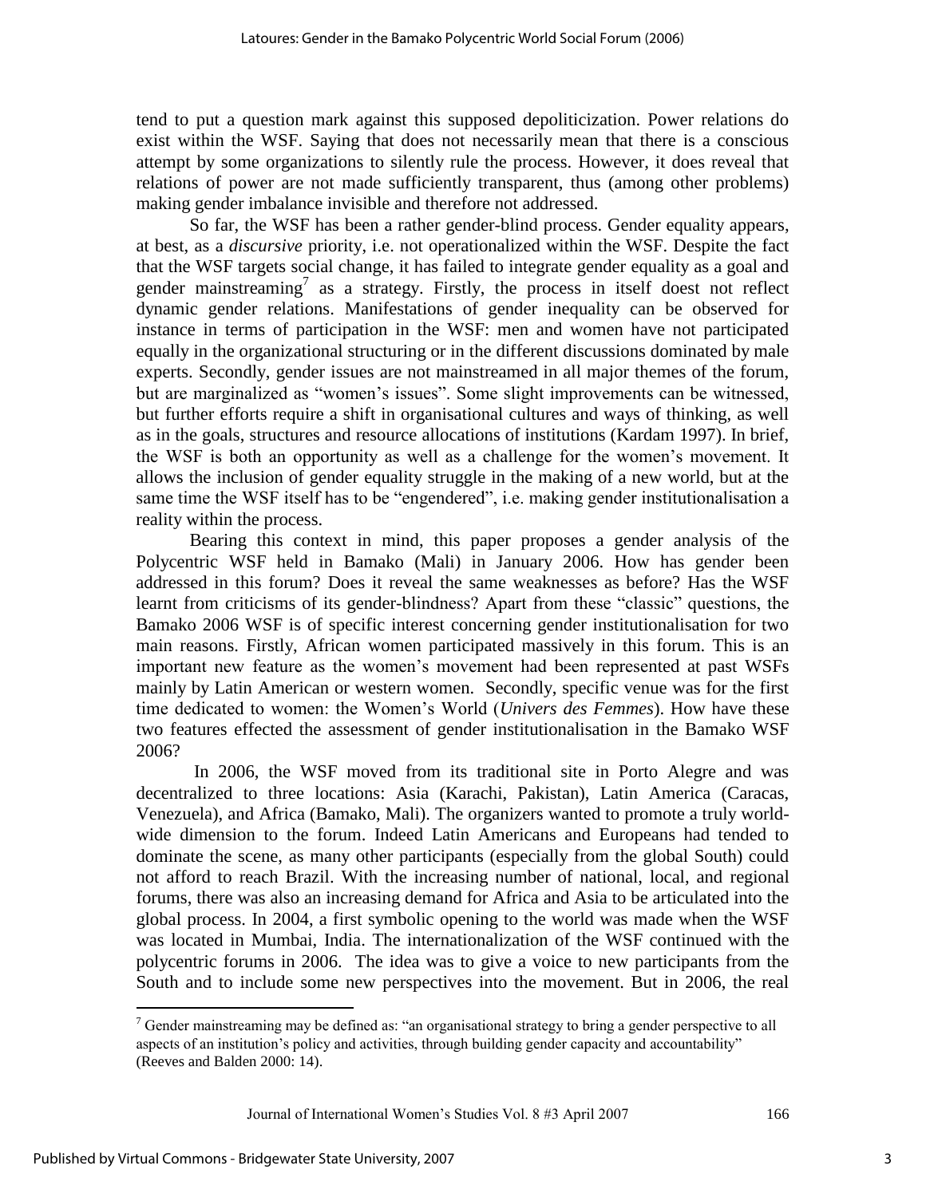tend to put a question mark against this supposed depoliticization. Power relations do exist within the WSF. Saying that does not necessarily mean that there is a conscious attempt by some organizations to silently rule the process. However, it does reveal that relations of power are not made sufficiently transparent, thus (among other problems) making gender imbalance invisible and therefore not addressed.

So far, the WSF has been a rather gender-blind process. Gender equality appears, at best, as a *discursive* priority, i.e. not operationalized within the WSF. Despite the fact that the WSF targets social change, it has failed to integrate gender equality as a goal and gender mainstreaming[7] as a strategy. Firstly, the process in itself doest not reflect dynamic gender relations. Manifestations of gender inequality can be observed for instance in terms of participation in the WSF: men and women have not participated equally in the organizational structuring or in the different discussions dominated by male experts. Secondly, gender issues are not mainstreamed in all major themes of the forum, but are marginalized as "women's issues". Some slight improvements can be witnessed, but further efforts require a shift in organisational cultures and ways of thinking, as well as in the goals, structures and resource allocations of institutions (Kardam 1997). In brief, the WSF is both an opportunity as well as a challenge for the women's movement. It allows the inclusion of gender equality struggle in the making of a new world, but at the same time the WSF itself has to be "engendered", i.e. making gender institutionalisation a reality within the process.

Bearing this context in mind, this paper proposes a gender analysis of the Polycentric WSF held in Bamako (Mali) in January 2006. How has gender been addressed in this forum? Does it reveal the same weaknesses as before? Has the WSF learnt from criticisms of its gender-blindness? Apart from these "classic" questions, the Bamako 2006 WSF is of specific interest concerning gender institutionalisation for two main reasons. Firstly, African women participated massively in this forum. This is an important new feature as the women's movement had been represented at past WSFs mainly by Latin American or western women. Secondly, specific venue was for the first time dedicated to women: the Women's World (*Univers des Femmes*). How have these two features effected the assessment of gender institutionalisation in the Bamako WSF 2006?

In 2006, the WSF moved from its traditional site in Porto Alegre and was decentralized to three locations: Asia (Karachi, Pakistan), Latin America (Caracas, Venezuela), and Africa (Bamako, Mali). The organizers wanted to promote a truly world-wide dimension to the forum. Indeed Latin Americans and Europeans had tended to dominate the scene, as many other participants (especially from the global South) could not afford to reach Brazil. With the increasing number of national, local, and regional forums, there was also an increasing demand for Africa and Asia to be articulated into the global process. In 2004, a first symbolic opening to the world was made when the WSF was located in Mumbai, India. The internationalization of the WSF continued with the polycentric forums in 2006. The idea was to give a voice to new participants from the South and to include some new perspectives into the movement. But in 2006, the real

---

[7] Gender mainstreaming may be defined as: "an organisational strategy to bring a gender perspective to all aspects of an institution's policy and activities, through building gender capacity and accountability" (Reeves and Balden 2000: 14).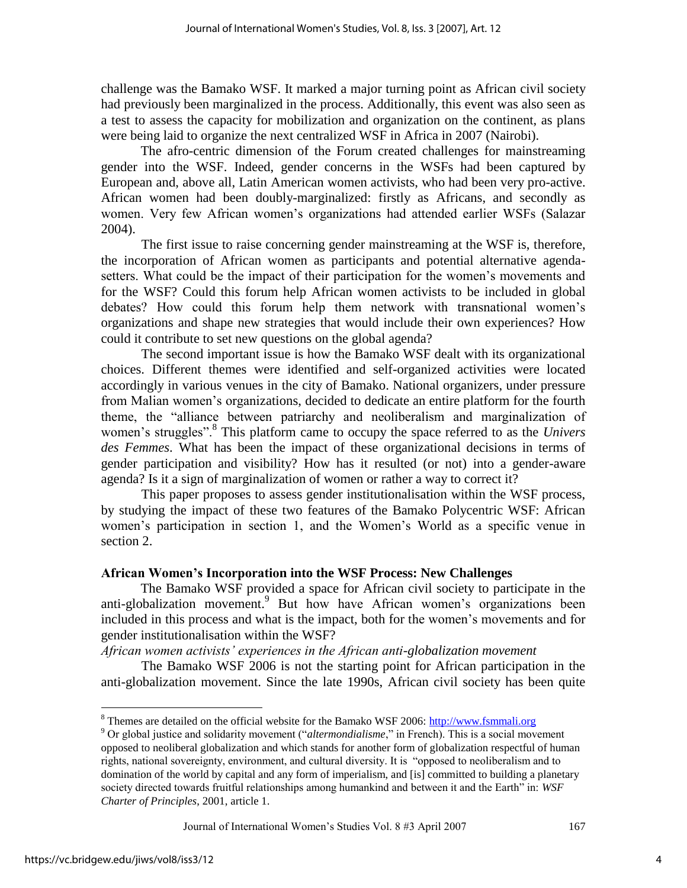challenge was the Bamako WSF. It marked a major turning point as African civil society had previously been marginalized in the process. Additionally, this event was also seen as a test to assess the capacity for mobilization and organization on the continent, as plans were being laid to organize the next centralized WSF in Africa in 2007 (Nairobi).

The afro-centric dimension of the Forum created challenges for mainstreaming gender into the WSF. Indeed, gender concerns in the WSFs had been captured by European and, above all, Latin American women activists, who had been very pro-active. African women had been doubly-marginalized: firstly as Africans, and secondly as women. Very few African women's organizations had attended earlier WSFs (Salazar 2004).

The first issue to raise concerning gender mainstreaming at the WSF is, therefore, the incorporation of African women as participants and potential alternative agenda-setters. What could be the impact of their participation for the women's movements and for the WSF? Could this forum help African women activists to be included in global debates? How could this forum help them network with transnational women's organizations and shape new strategies that would include their own experiences? How could it contribute to set new questions on the global agenda?

The second important issue is how the Bamako WSF dealt with its organizational choices. Different themes were identified and self-organized activities were located accordingly in various venues in the city of Bamako. National organizers, under pressure from Malian women's organizations, decided to dedicate an entire platform for the fourth theme, the "alliance between patriarchy and neoliberalism and marginalization of women's struggles".[8] This platform came to occupy the space referred to as the *Univers des Femmes*. What has been the impact of these organizational decisions in terms of gender participation and visibility? How has it resulted (or not) into a gender-aware agenda? Is it a sign of marginalization of women or rather a way to correct it?

This paper proposes to assess gender institutionalisation within the WSF process, by studying the impact of these two features of the Bamako Polycentric WSF: African women's participation in section 1, and the Women's World as a specific venue in section 2.

## African Women's Incorporation into the WSF Process: New Challenges

The Bamako WSF provided a space for African civil society to participate in the anti-globalization movement.[9] But how have African women's organizations been included in this process and what is the impact, both for the women's movements and for gender institutionalisation within the WSF?

*African women activists' experiences in the African anti-globalization movement*

The Bamako WSF 2006 is not the starting point for African participation in the anti-globalization movement. Since the late 1990s, African civil society has been quite

---

[8] Themes are detailed on the official website for the Bamako WSF 2006: http://www.fsmmali.org

[9] Or global justice and solidarity movement ("*altermondialisme*," in French). This is a social movement opposed to neoliberal globalization and which stands for another form of globalization respectful of human rights, national sovereignty, environment, and cultural diversity. It is "opposed to neoliberalism and to domination of the world by capital and any form of imperialism, and [is] committed to building a planetary society directed towards fruitful relationships among humankind and between it and the Earth" in: *WSF Charter of Principles*, 2001, article 1.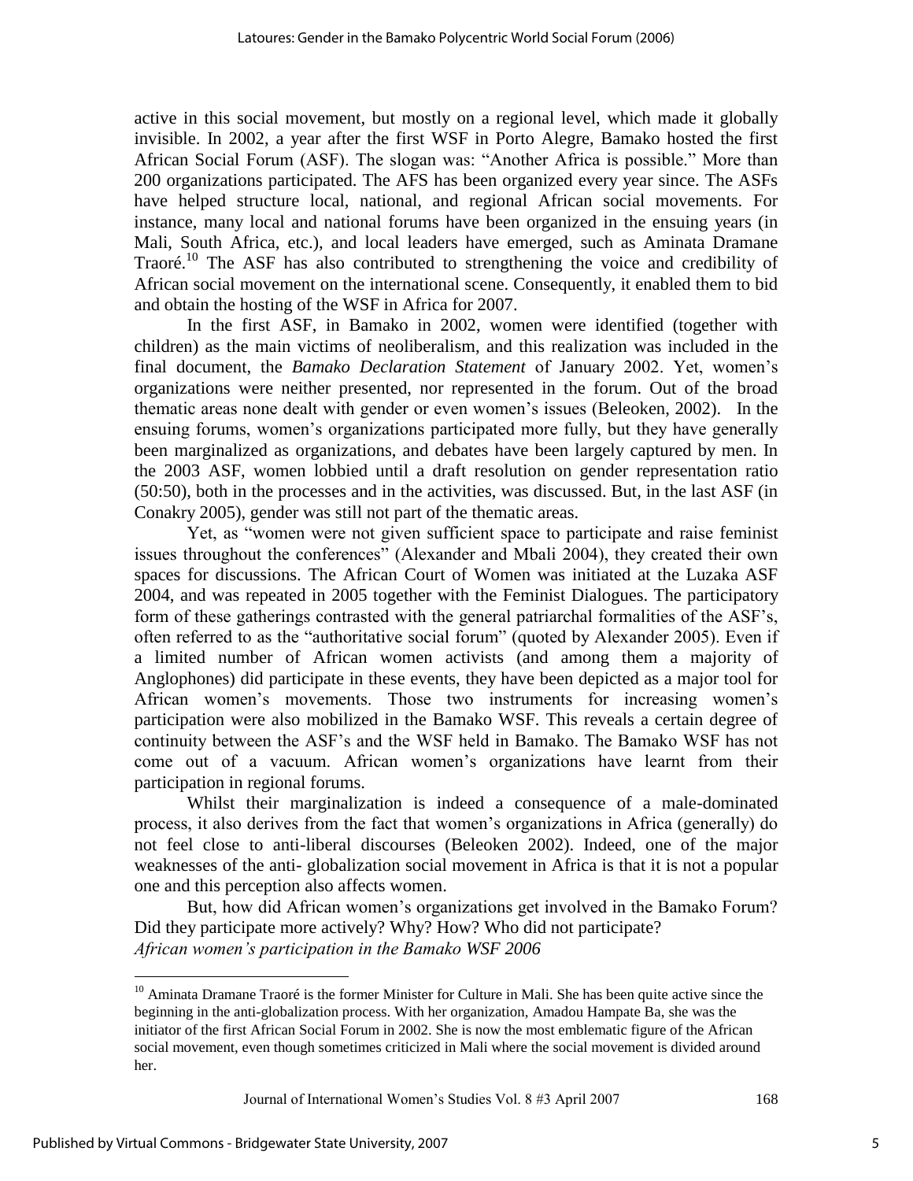active in this social movement, but mostly on a regional level, which made it globally invisible. In 2002, a year after the first WSF in Porto Alegre, Bamako hosted the first African Social Forum (ASF). The slogan was: "Another Africa is possible." More than 200 organizations participated. The AFS has been organized every year since. The ASFs have helped structure local, national, and regional African social movements. For instance, many local and national forums have been organized in the ensuing years (in Mali, South Africa, etc.), and local leaders have emerged, such as Aminata Dramane Traoré.[10] The ASF has also contributed to strengthening the voice and credibility of African social movement on the international scene. Consequently, it enabled them to bid and obtain the hosting of the WSF in Africa for 2007.

In the first ASF, in Bamako in 2002, women were identified (together with children) as the main victims of neoliberalism, and this realization was included in the final document, the *Bamako Declaration Statement* of January 2002. Yet, women's organizations were neither presented, nor represented in the forum. Out of the broad thematic areas none dealt with gender or even women's issues (Beleoken, 2002). In the ensuing forums, women's organizations participated more fully, but they have generally been marginalized as organizations, and debates have been largely captured by men. In the 2003 ASF, women lobbied until a draft resolution on gender representation ratio (50:50), both in the processes and in the activities, was discussed. But, in the last ASF (in Conakry 2005), gender was still not part of the thematic areas.

Yet, as "women were not given sufficient space to participate and raise feminist issues throughout the conferences" (Alexander and Mbali 2004), they created their own spaces for discussions. The African Court of Women was initiated at the Luzaka ASF 2004, and was repeated in 2005 together with the Feminist Dialogues. The participatory form of these gatherings contrasted with the general patriarchal formalities of the ASF's, often referred to as the "authoritative social forum" (quoted by Alexander 2005). Even if a limited number of African women activists (and among them a majority of Anglophones) did participate in these events, they have been depicted as a major tool for African women's movements. Those two instruments for increasing women's participation were also mobilized in the Bamako WSF. This reveals a certain degree of continuity between the ASF's and the WSF held in Bamako. The Bamako WSF has not come out of a vacuum. African women's organizations have learnt from their participation in regional forums.

Whilst their marginalization is indeed a consequence of a male-dominated process, it also derives from the fact that women's organizations in Africa (generally) do not feel close to anti-liberal discourses (Beleoken 2002). Indeed, one of the major weaknesses of the anti- globalization social movement in Africa is that it is not a popular one and this perception also affects women.

But, how did African women's organizations get involved in the Bamako Forum? Did they participate more actively? Why? How? Who did not participate?

*African women's participation in the Bamako WSF 2006*

---

[10] Aminata Dramane Traoré is the former Minister for Culture in Mali. She has been quite active since the beginning in the anti-globalization process. With her organization, Amadou Hampate Ba, she was the initiator of the first African Social Forum in 2002. She is now the most emblematic figure of the African social movement, even though sometimes criticized in Mali where the social movement is divided around her.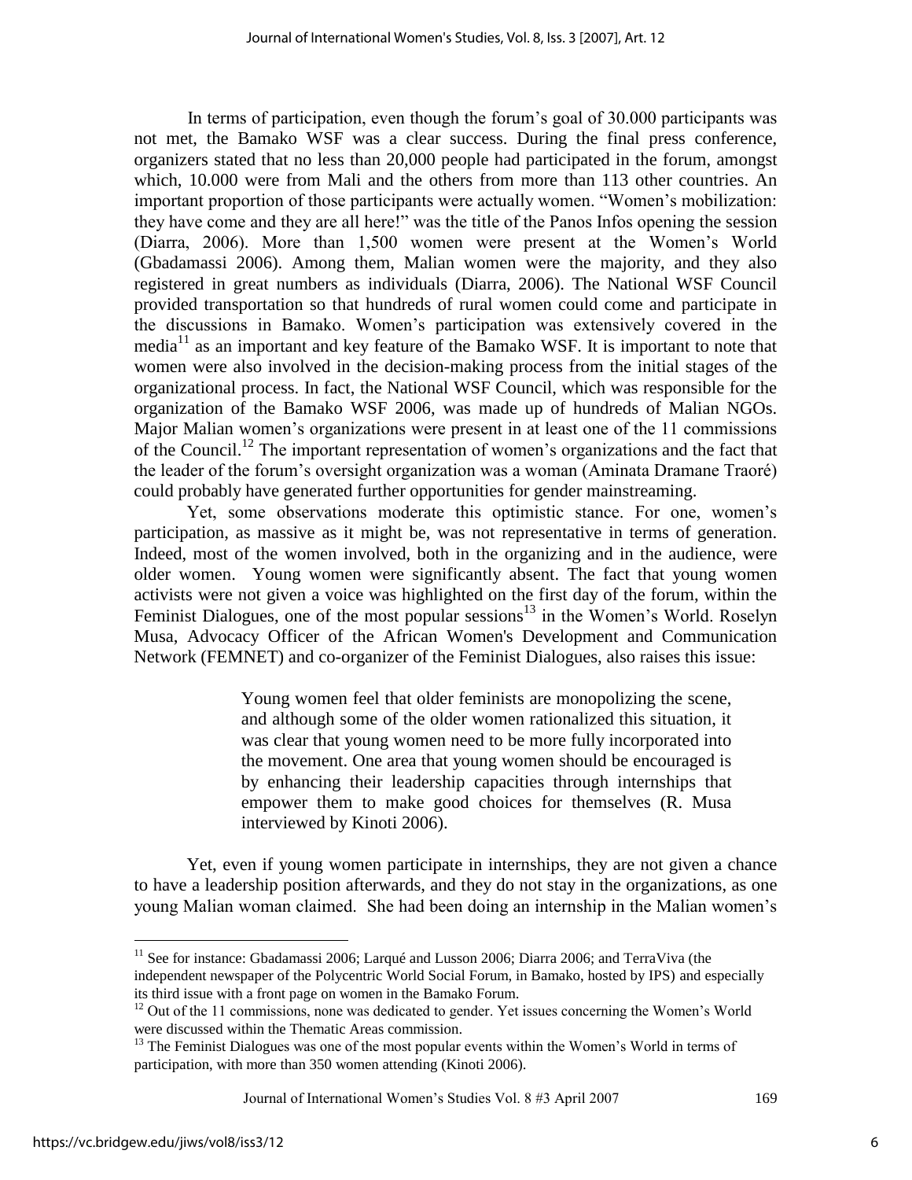In terms of participation, even though the forum's goal of 30.000 participants was not met, the Bamako WSF was a clear success. During the final press conference, organizers stated that no less than 20,000 people had participated in the forum, amongst which, 10.000 were from Mali and the others from more than 113 other countries. An important proportion of those participants were actually women. "Women's mobilization: they have come and they are all here!" was the title of the Panos Infos opening the session (Diarra, 2006). More than 1,500 women were present at the Women's World (Gbadamassi 2006). Among them, Malian women were the majority, and they also registered in great numbers as individuals (Diarra, 2006). The National WSF Council provided transportation so that hundreds of rural women could come and participate in the discussions in Bamako. Women's participation was extensively covered in the media[11] as an important and key feature of the Bamako WSF. It is important to note that women were also involved in the decision-making process from the initial stages of the organizational process. In fact, the National WSF Council, which was responsible for the organization of the Bamako WSF 2006, was made up of hundreds of Malian NGOs. Major Malian women's organizations were present in at least one of the 11 commissions of the Council.[12] The important representation of women's organizations and the fact that the leader of the forum's oversight organization was a woman (Aminata Dramane Traoré) could probably have generated further opportunities for gender mainstreaming.

Yet, some observations moderate this optimistic stance. For one, women's participation, as massive as it might be, was not representative in terms of generation. Indeed, most of the women involved, both in the organizing and in the audience, were older women. Young women were significantly absent. The fact that young women activists were not given a voice was highlighted on the first day of the forum, within the Feminist Dialogues, one of the most popular sessions[13] in the Women's World. Roselyn Musa, Advocacy Officer of the African Women's Development and Communication Network (FEMNET) and co-organizer of the Feminist Dialogues, also raises this issue:

> Young women feel that older feminists are monopolizing the scene, and although some of the older women rationalized this situation, it was clear that young women need to be more fully incorporated into the movement. One area that young women should be encouraged is by enhancing their leadership capacities through internships that empower them to make good choices for themselves (R. Musa interviewed by Kinoti 2006).

Yet, even if young women participate in internships, they are not given a chance to have a leadership position afterwards, and they do not stay in the organizations, as one young Malian woman claimed. She had been doing an internship in the Malian women's

---

[11] See for instance: Gbadamassi 2006; Larqué and Lusson 2006; Diarra 2006; and TerraViva (the independent newspaper of the Polycentric World Social Forum, in Bamako, hosted by IPS) and especially its third issue with a front page on women in the Bamako Forum.

[12] Out of the 11 commissions, none was dedicated to gender. Yet issues concerning the Women's World were discussed within the Thematic Areas commission.

[13] The Feminist Dialogues was one of the most popular events within the Women's World in terms of participation, with more than 350 women attending (Kinoti 2006).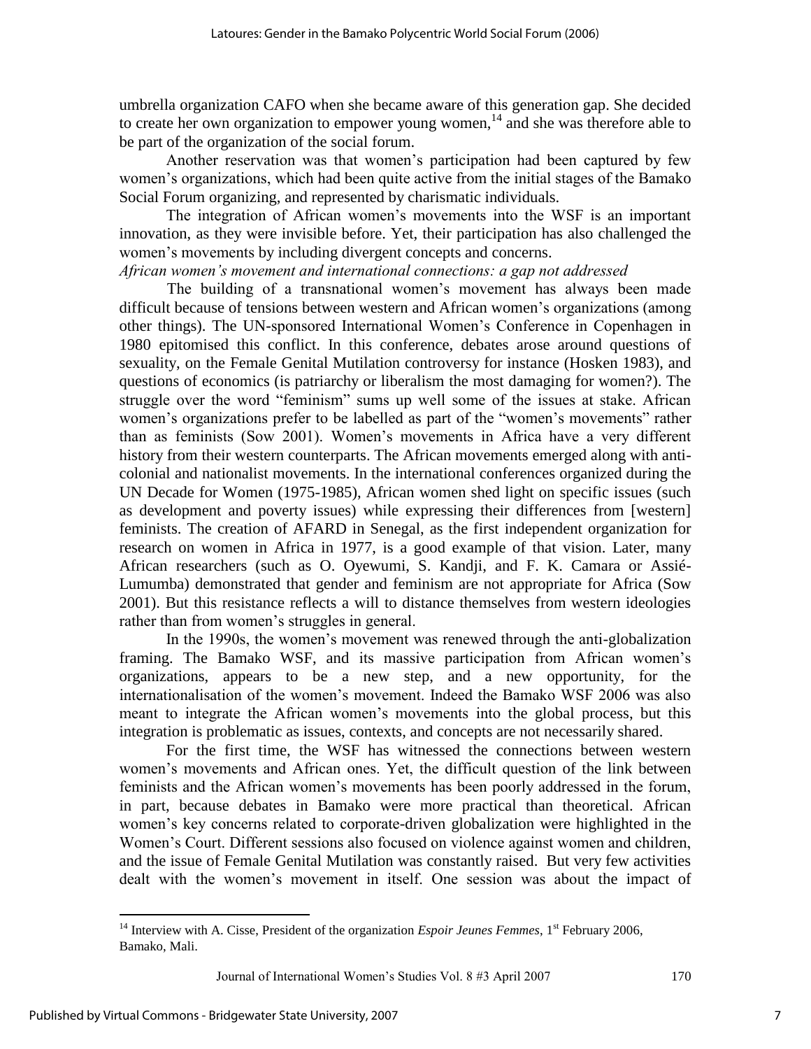umbrella organization CAFO when she became aware of this generation gap. She decided to create her own organization to empower young women,[14] and she was therefore able to be part of the organization of the social forum.

Another reservation was that women's participation had been captured by few women's organizations, which had been quite active from the initial stages of the Bamako Social Forum organizing, and represented by charismatic individuals.

The integration of African women's movements into the WSF is an important innovation, as they were invisible before. Yet, their participation has also challenged the women's movements by including divergent concepts and concerns.

*African women's movement and international connections: a gap not addressed*

The building of a transnational women's movement has always been made difficult because of tensions between western and African women's organizations (among other things). The UN-sponsored International Women's Conference in Copenhagen in 1980 epitomised this conflict. In this conference, debates arose around questions of sexuality, on the Female Genital Mutilation controversy for instance (Hosken 1983), and questions of economics (is patriarchy or liberalism the most damaging for women?). The struggle over the word "feminism" sums up well some of the issues at stake. African women's organizations prefer to be labelled as part of the "women's movements" rather than as feminists (Sow 2001). Women's movements in Africa have a very different history from their western counterparts. The African movements emerged along with anti-colonial and nationalist movements. In the international conferences organized during the UN Decade for Women (1975-1985), African women shed light on specific issues (such as development and poverty issues) while expressing their differences from [western] feminists. The creation of AFARD in Senegal, as the first independent organization for research on women in Africa in 1977, is a good example of that vision. Later, many African researchers (such as O. Oyewumi, S. Kandji, and F. K. Camara or Assié-Lumumba) demonstrated that gender and feminism are not appropriate for Africa (Sow 2001). But this resistance reflects a will to distance themselves from western ideologies rather than from women's struggles in general.

In the 1990s, the women's movement was renewed through the anti-globalization framing. The Bamako WSF, and its massive participation from African women's organizations, appears to be a new step, and a new opportunity, for the internationalisation of the women's movement. Indeed the Bamako WSF 2006 was also meant to integrate the African women's movements into the global process, but this integration is problematic as issues, contexts, and concepts are not necessarily shared.

For the first time, the WSF has witnessed the connections between western women's movements and African ones. Yet, the difficult question of the link between feminists and the African women's movements has been poorly addressed in the forum, in part, because debates in Bamako were more practical than theoretical. African women's key concerns related to corporate-driven globalization were highlighted in the Women's Court. Different sessions also focused on violence against women and children, and the issue of Female Genital Mutilation was constantly raised. But very few activities dealt with the women's movement in itself. One session was about the impact of

[14] Interview with A. Cisse, President of the organization *Espoir Jeunes Femmes*, 1st February 2006, Bamako, Mali.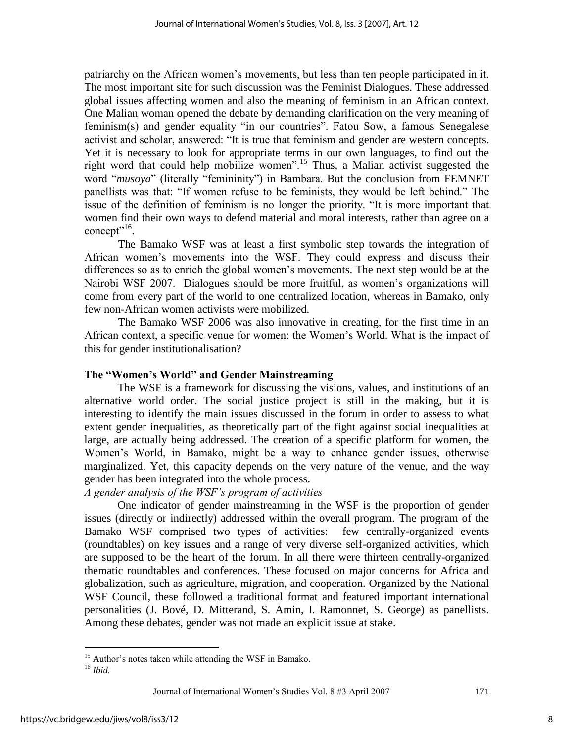patriarchy on the African women's movements, but less than ten people participated in it. The most important site for such discussion was the Feminist Dialogues. These addressed global issues affecting women and also the meaning of feminism in an African context. One Malian woman opened the debate by demanding clarification on the very meaning of feminism(s) and gender equality "in our countries". Fatou Sow, a famous Senegalese activist and scholar, answered: "It is true that feminism and gender are western concepts. Yet it is necessary to look for appropriate terms in our own languages, to find out the right word that could help mobilize women".[15] Thus, a Malian activist suggested the word "*musoya*" (literally "femininity") in Bambara. But the conclusion from FEMNET panellists was that: "If women refuse to be feminists, they would be left behind." The issue of the definition of feminism is no longer the priority. "It is more important that women find their own ways to defend material and moral interests, rather than agree on a concept"[16].

The Bamako WSF was at least a first symbolic step towards the integration of African women's movements into the WSF. They could express and discuss their differences so as to enrich the global women's movements. The next step would be at the Nairobi WSF 2007. Dialogues should be more fruitful, as women's organizations will come from every part of the world to one centralized location, whereas in Bamako, only few non-African women activists were mobilized.

The Bamako WSF 2006 was also innovative in creating, for the first time in an African context, a specific venue for women: the Women's World. What is the impact of this for gender institutionalisation?

## The "Women's World" and Gender Mainstreaming

The WSF is a framework for discussing the visions, values, and institutions of an alternative world order. The social justice project is still in the making, but it is interesting to identify the main issues discussed in the forum in order to assess to what extent gender inequalities, as theoretically part of the fight against social inequalities at large, are actually being addressed. The creation of a specific platform for women, the Women's World, in Bamako, might be a way to enhance gender issues, otherwise marginalized. Yet, this capacity depends on the very nature of the venue, and the way gender has been integrated into the whole process.

### *A gender analysis of the WSF's program of activities*

One indicator of gender mainstreaming in the WSF is the proportion of gender issues (directly or indirectly) addressed within the overall program. The program of the Bamako WSF comprised two types of activities: few centrally-organized events (roundtables) on key issues and a range of very diverse self-organized activities, which are supposed to be the heart of the forum. In all there were thirteen centrally-organized thematic roundtables and conferences. These focused on major concerns for Africa and globalization, such as agriculture, migration, and cooperation. Organized by the National WSF Council, these followed a traditional format and featured important international personalities (J. Bové, D. Mitterand, S. Amin, I. Ramonnet, S. George) as panellists. Among these debates, gender was not made an explicit issue at stake.

---

[15] Author's notes taken while attending the WSF in Bamako.

[16] *Ibid.*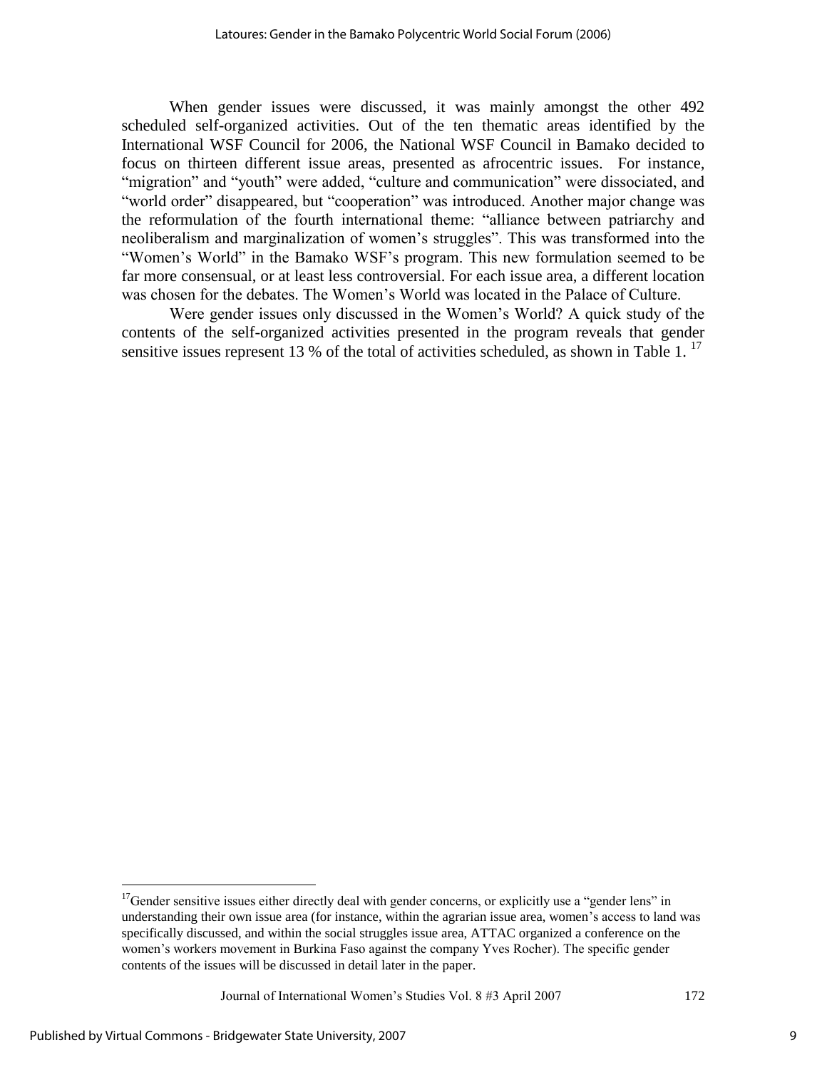When gender issues were discussed, it was mainly amongst the other 492 scheduled self-organized activities. Out of the ten thematic areas identified by the International WSF Council for 2006, the National WSF Council in Bamako decided to focus on thirteen different issue areas, presented as afrocentric issues. For instance, "migration" and "youth" were added, "culture and communication" were dissociated, and "world order" disappeared, but "cooperation" was introduced. Another major change was the reformulation of the fourth international theme: "alliance between patriarchy and neoliberalism and marginalization of women's struggles". This was transformed into the "Women's World" in the Bamako WSF's program. This new formulation seemed to be far more consensual, or at least less controversial. For each issue area, a different location was chosen for the debates. The Women's World was located in the Palace of Culture.

Were gender issues only discussed in the Women's World? A quick study of the contents of the self-organized activities presented in the program reveals that gender sensitive issues represent 13 % of the total of activities scheduled, as shown in Table 1. [17]

[17] Gender sensitive issues either directly deal with gender concerns, or explicitly use a "gender lens" in understanding their own issue area (for instance, within the agrarian issue area, women's access to land was specifically discussed, and within the social struggles issue area, ATTAC organized a conference on the women's workers movement in Burkina Faso against the company Yves Rocher). The specific gender contents of the issues will be discussed in detail later in the paper.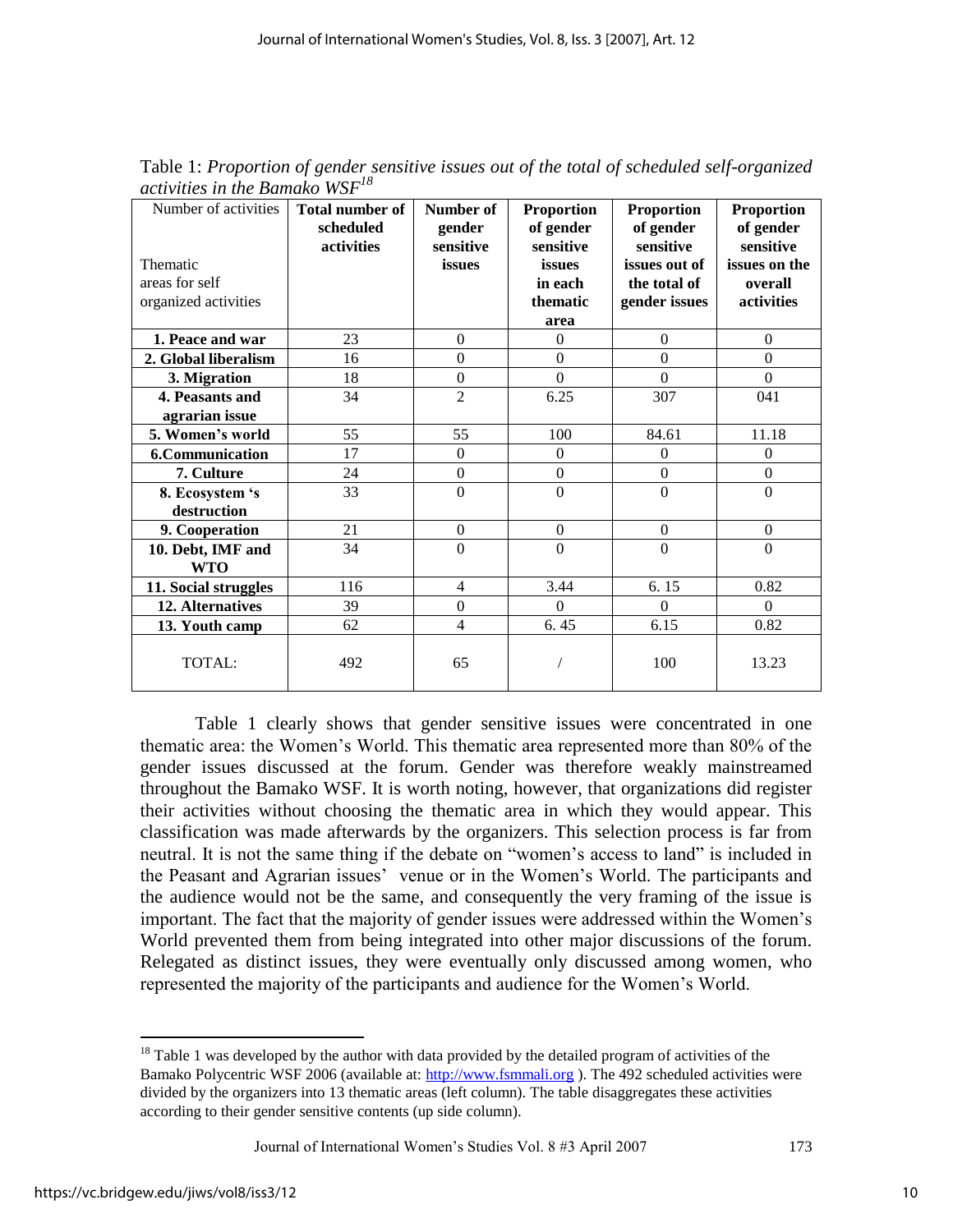Table 1: *Proportion of gender sensitive issues out of the total of scheduled self-organized activities in the Bamako WSF*[18]

| Number of activities / Thematic areas for self organized activities | Total number of scheduled activities | Number of gender sensitive issues | Proportion of gender sensitive issues in each thematic area | Proportion of gender sensitive issues out of the total of gender issues | Proportion of gender sensitive issues on the overall activities |
|---|---|---|---|---|---|
| **1. Peace and war** | 23 | 0 | 0 | 0 | 0 |
| **2. Global liberalism** | 16 | 0 | 0 | 0 | 0 |
| **3. Migration** | 18 | 0 | 0 | 0 | 0 |
| **4. Peasants and agrarian issue** | 34 | 2 | 6.25 | 307 | 041 |
| **5. Women's world** | 55 | 55 | 100 | 84.61 | 11.18 |
| **6.Communication** | 17 | 0 | 0 | 0 | 0 |
| **7. Culture** | 24 | 0 | 0 | 0 | 0 |
| **8. Ecosystem 's destruction** | 33 | 0 | 0 | 0 | 0 |
| **9. Cooperation** | 21 | 0 | 0 | 0 | 0 |
| **10. Debt, IMF and WTO** | 34 | 0 | 0 | 0 | 0 |
| **11. Social struggles** | 116 | 4 | 3.44 | 6. 15 | 0.82 |
| **12. Alternatives** | 39 | 0 | 0 | 0 | 0 |
| **13. Youth camp** | 62 | 4 | 6. 45 | 6.15 | 0.82 |
| TOTAL: | 492 | 65 | / | 100 | 13.23 |

Table 1 clearly shows that gender sensitive issues were concentrated in one thematic area: the Women's World. This thematic area represented more than 80% of the gender issues discussed at the forum. Gender was therefore weakly mainstreamed throughout the Bamako WSF. It is worth noting, however, that organizations did register their activities without choosing the thematic area in which they would appear. This classification was made afterwards by the organizers. This selection process is far from neutral. It is not the same thing if the debate on "women's access to land" is included in the Peasant and Agrarian issues' venue or in the Women's World. The participants and the audience would not be the same, and consequently the very framing of the issue is important. The fact that the majority of gender issues were addressed within the Women's World prevented them from being integrated into other major discussions of the forum. Relegated as distinct issues, they were eventually only discussed among women, who represented the majority of the participants and audience for the Women's World.

[18] Table 1 was developed by the author with data provided by the detailed program of activities of the Bamako Polycentric WSF 2006 (available at: http://www.fsmmali.org ). The 492 scheduled activities were divided by the organizers into 13 thematic areas (left column). The table disaggregates these activities according to their gender sensitive contents (up side column).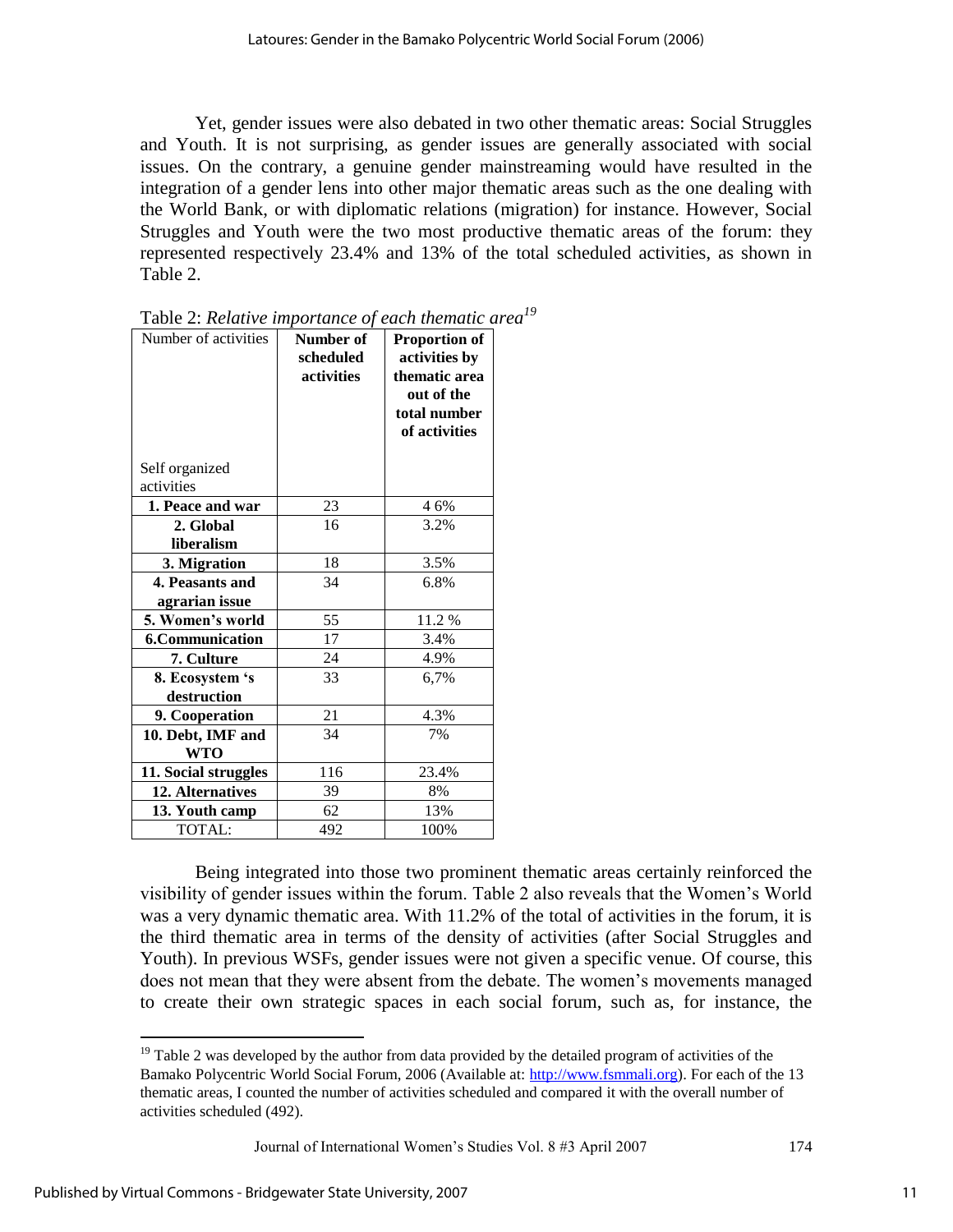Yet, gender issues were also debated in two other thematic areas: Social Struggles and Youth. It is not surprising, as gender issues are generally associated with social issues. On the contrary, a genuine gender mainstreaming would have resulted in the integration of a gender lens into other major thematic areas such as the one dealing with the World Bank, or with diplomatic relations (migration) for instance. However, Social Struggles and Youth were the two most productive thematic areas of the forum: they represented respectively 23.4% and 13% of the total scheduled activities, as shown in Table 2.

Table 2: *Relative importance of each thematic area*[19]

| Number of activities<br><br>Self organized activities | **Number of scheduled activities** | **Proportion of activities by thematic area out of the total number of activities** |
|---|---|---|
| **1. Peace and war** | 23 | 4 6% |
| **2. Global liberalism** | 16 | 3.2% |
| **3. Migration** | 18 | 3.5% |
| **4. Peasants and agrarian issue** | 34 | 6.8% |
| **5. Women's world** | 55 | 11.2 % |
| **6.Communication** | 17 | 3.4% |
| **7. Culture** | 24 | 4.9% |
| **8. Ecosystem 's destruction** | 33 | 6,7% |
| **9. Cooperation** | 21 | 4.3% |
| **10. Debt, IMF and WTO** | 34 | 7% |
| **11. Social struggles** | 116 | 23.4% |
| **12. Alternatives** | 39 | 8% |
| **13. Youth camp** | 62 | 13% |
| TOTAL: | 492 | 100% |

Being integrated into those two prominent thematic areas certainly reinforced the visibility of gender issues within the forum. Table 2 also reveals that the Women's World was a very dynamic thematic area. With 11.2% of the total of activities in the forum, it is the third thematic area in terms of the density of activities (after Social Struggles and Youth). In previous WSFs, gender issues were not given a specific venue. Of course, this does not mean that they were absent from the debate. The women's movements managed to create their own strategic spaces in each social forum, such as, for instance, the

[19] Table 2 was developed by the author from data provided by the detailed program of activities of the Bamako Polycentric World Social Forum, 2006 (Available at: http://www.fsmmali.org). For each of the 13 thematic areas, I counted the number of activities scheduled and compared it with the overall number of activities scheduled (492).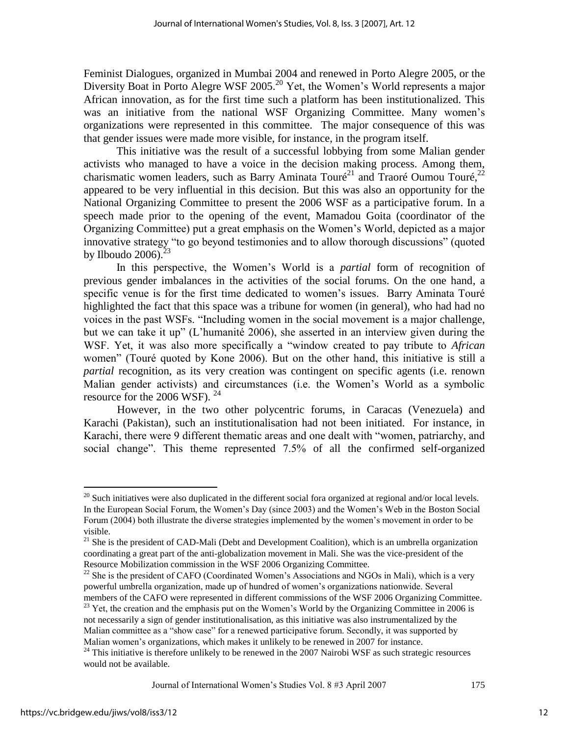Feminist Dialogues, organized in Mumbai 2004 and renewed in Porto Alegre 2005, or the Diversity Boat in Porto Alegre WSF 2005.[20] Yet, the Women's World represents a major African innovation, as for the first time such a platform has been institutionalized. This was an initiative from the national WSF Organizing Committee. Many women's organizations were represented in this committee. The major consequence of this was that gender issues were made more visible, for instance, in the program itself.

This initiative was the result of a successful lobbying from some Malian gender activists who managed to have a voice in the decision making process. Among them, charismatic women leaders, such as Barry Aminata Touré[21] and Traoré Oumou Touré,[22] appeared to be very influential in this decision. But this was also an opportunity for the National Organizing Committee to present the 2006 WSF as a participative forum. In a speech made prior to the opening of the event, Mamadou Goita (coordinator of the Organizing Committee) put a great emphasis on the Women's World, depicted as a major innovative strategy "to go beyond testimonies and to allow thorough discussions" (quoted by Ilboudo 2006).[23]

In this perspective, the Women's World is a *partial* form of recognition of previous gender imbalances in the activities of the social forums. On the one hand, a specific venue is for the first time dedicated to women's issues. Barry Aminata Touré highlighted the fact that this space was a tribune for women (in general), who had had no voices in the past WSFs. "Including women in the social movement is a major challenge, but we can take it up" (L'humanité 2006), she asserted in an interview given during the WSF. Yet, it was also more specifically a "window created to pay tribute to *African* women" (Touré quoted by Kone 2006). But on the other hand, this initiative is still a *partial* recognition, as its very creation was contingent on specific agents (i.e. renown Malian gender activists) and circumstances (i.e. the Women's World as a symbolic resource for the 2006 WSF).[24]

However, in the two other polycentric forums, in Caracas (Venezuela) and Karachi (Pakistan), such an institutionalisation had not been initiated. For instance, in Karachi, there were 9 different thematic areas and one dealt with "women, patriarchy, and social change". This theme represented 7.5% of all the confirmed self-organized

---

[20] Such initiatives were also duplicated in the different social fora organized at regional and/or local levels. In the European Social Forum, the Women's Day (since 2003) and the Women's Web in the Boston Social Forum (2004) both illustrate the diverse strategies implemented by the women's movement in order to be visible.

[21] She is the president of CAD-Mali (Debt and Development Coalition), which is an umbrella organization coordinating a great part of the anti-globalization movement in Mali. She was the vice-president of the Resource Mobilization commission in the WSF 2006 Organizing Committee.

[22] She is the president of CAFO (Coordinated Women's Associations and NGOs in Mali), which is a very powerful umbrella organization, made up of hundred of women's organizations nationwide. Several members of the CAFO were represented in different commissions of the WSF 2006 Organizing Committee.

[23] Yet, the creation and the emphasis put on the Women's World by the Organizing Committee in 2006 is not necessarily a sign of gender institutionalisation, as this initiative was also instrumentalized by the Malian committee as a "show case" for a renewed participative forum. Secondly, it was supported by Malian women's organizations, which makes it unlikely to be renewed in 2007 for instance.

[24] This initiative is therefore unlikely to be renewed in the 2007 Nairobi WSF as such strategic resources would not be available.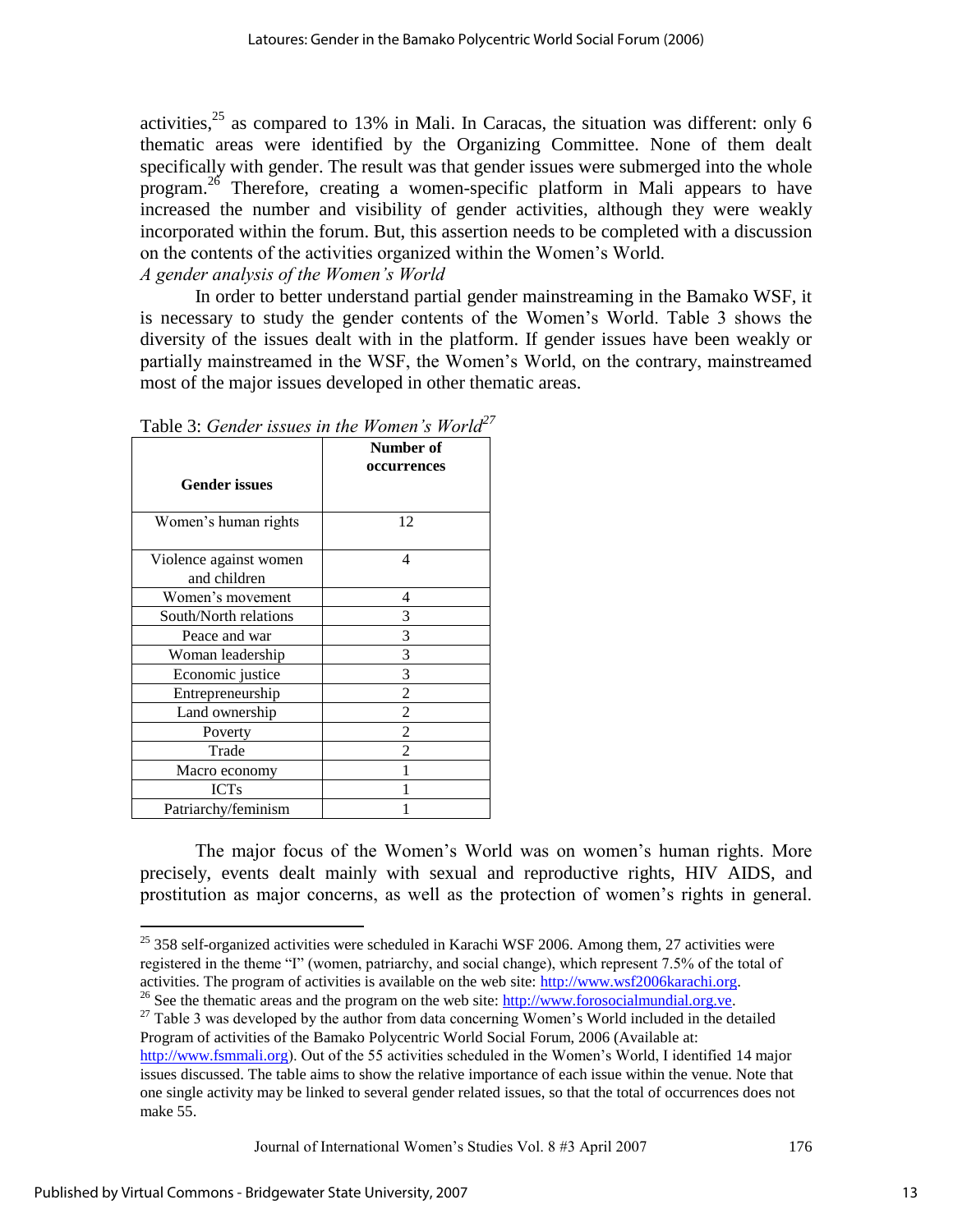activities,[25] as compared to 13% in Mali. In Caracas, the situation was different: only 6 thematic areas were identified by the Organizing Committee. None of them dealt specifically with gender. The result was that gender issues were submerged into the whole program.[26] Therefore, creating a women-specific platform in Mali appears to have increased the number and visibility of gender activities, although they were weakly incorporated within the forum. But, this assertion needs to be completed with a discussion on the contents of the activities organized within the Women's World.

*A gender analysis of the Women's World*

In order to better understand partial gender mainstreaming in the Bamako WSF, it is necessary to study the gender contents of the Women's World. Table 3 shows the diversity of the issues dealt with in the platform. If gender issues have been weakly or partially mainstreamed in the WSF, the Women's World, on the contrary, mainstreamed most of the major issues developed in other thematic areas.

Table 3: *Gender issues in the Women's World*[27]

| Gender issues | Number of occurrences |
|---|---|
| Women's human rights | 12 |
| Violence against women and children | 4 |
| Women's movement | 4 |
| South/North relations | 3 |
| Peace and war | 3 |
| Woman leadership | 3 |
| Economic justice | 3 |
| Entrepreneurship | 2 |
| Land ownership | 2 |
| Poverty | 2 |
| Trade | 2 |
| Macro economy | 1 |
| ICTs | 1 |
| Patriarchy/feminism | 1 |

The major focus of the Women's World was on women's human rights. More precisely, events dealt mainly with sexual and reproductive rights, HIV AIDS, and prostitution as major concerns, as well as the protection of women's rights in general.

---

[25] 358 self-organized activities were scheduled in Karachi WSF 2006. Among them, 27 activities were registered in the theme "I" (women, patriarchy, and social change), which represent 7.5% of the total of activities. The program of activities is available on the web site: http://www.wsf2006karachi.org.

[26] See the thematic areas and the program on the web site: http://www.forosocialmundial.org.ve.

[27] Table 3 was developed by the author from data concerning Women's World included in the detailed Program of activities of the Bamako Polycentric World Social Forum, 2006 (Available at: http://www.fsmmali.org). Out of the 55 activities scheduled in the Women's World, I identified 14 major issues discussed. The table aims to show the relative importance of each issue within the venue. Note that one single activity may be linked to several gender related issues, so that the total of occurrences does not make 55.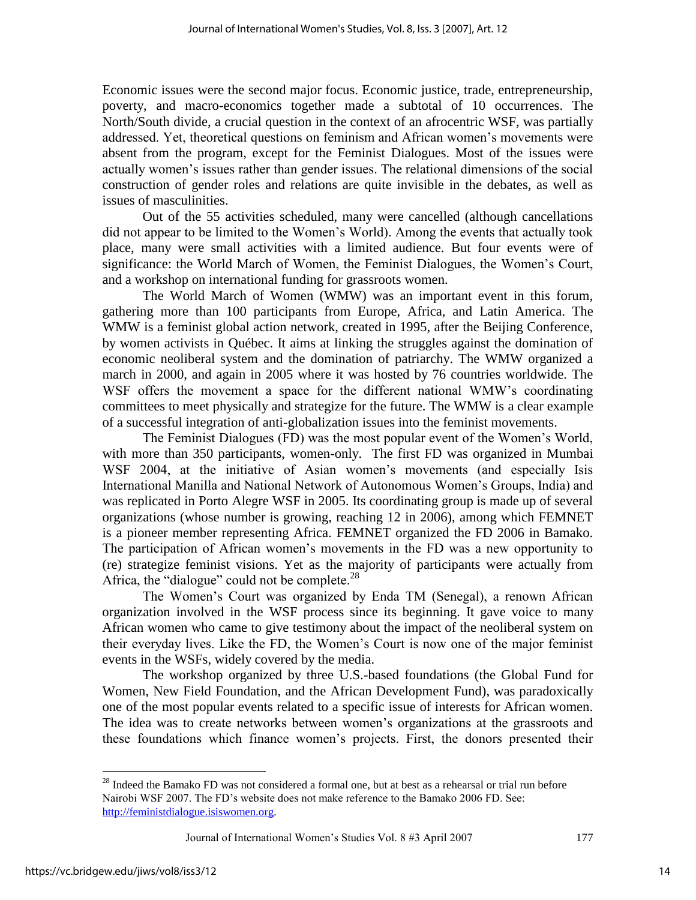Economic issues were the second major focus. Economic justice, trade, entrepreneurship, poverty, and macro-economics together made a subtotal of 10 occurrences. The North/South divide, a crucial question in the context of an afrocentric WSF, was partially addressed. Yet, theoretical questions on feminism and African women's movements were absent from the program, except for the Feminist Dialogues. Most of the issues were actually women's issues rather than gender issues. The relational dimensions of the social construction of gender roles and relations are quite invisible in the debates, as well as issues of masculinities.

Out of the 55 activities scheduled, many were cancelled (although cancellations did not appear to be limited to the Women's World). Among the events that actually took place, many were small activities with a limited audience. But four events were of significance: the World March of Women, the Feminist Dialogues, the Women's Court, and a workshop on international funding for grassroots women.

The World March of Women (WMW) was an important event in this forum, gathering more than 100 participants from Europe, Africa, and Latin America. The WMW is a feminist global action network, created in 1995, after the Beijing Conference, by women activists in Québec. It aims at linking the struggles against the domination of economic neoliberal system and the domination of patriarchy. The WMW organized a march in 2000, and again in 2005 where it was hosted by 76 countries worldwide. The WSF offers the movement a space for the different national WMW's coordinating committees to meet physically and strategize for the future. The WMW is a clear example of a successful integration of anti-globalization issues into the feminist movements.

The Feminist Dialogues (FD) was the most popular event of the Women's World, with more than 350 participants, women-only. The first FD was organized in Mumbai WSF 2004, at the initiative of Asian women's movements (and especially Isis International Manilla and National Network of Autonomous Women's Groups, India) and was replicated in Porto Alegre WSF in 2005. Its coordinating group is made up of several organizations (whose number is growing, reaching 12 in 2006), among which FEMNET is a pioneer member representing Africa. FEMNET organized the FD 2006 in Bamako. The participation of African women's movements in the FD was a new opportunity to (re) strategize feminist visions. Yet as the majority of participants were actually from Africa, the "dialogue" could not be complete.[28]

The Women's Court was organized by Enda TM (Senegal), a renown African organization involved in the WSF process since its beginning. It gave voice to many African women who came to give testimony about the impact of the neoliberal system on their everyday lives. Like the FD, the Women's Court is now one of the major feminist events in the WSFs, widely covered by the media.

The workshop organized by three U.S.-based foundations (the Global Fund for Women, New Field Foundation, and the African Development Fund), was paradoxically one of the most popular events related to a specific issue of interests for African women. The idea was to create networks between women's organizations at the grassroots and these foundations which finance women's projects. First, the donors presented their

---

[28] Indeed the Bamako FD was not considered a formal one, but at best as a rehearsal or trial run before Nairobi WSF 2007. The FD's website does not make reference to the Bamako 2006 FD. See: http://feministdialogue.isiswomen.org.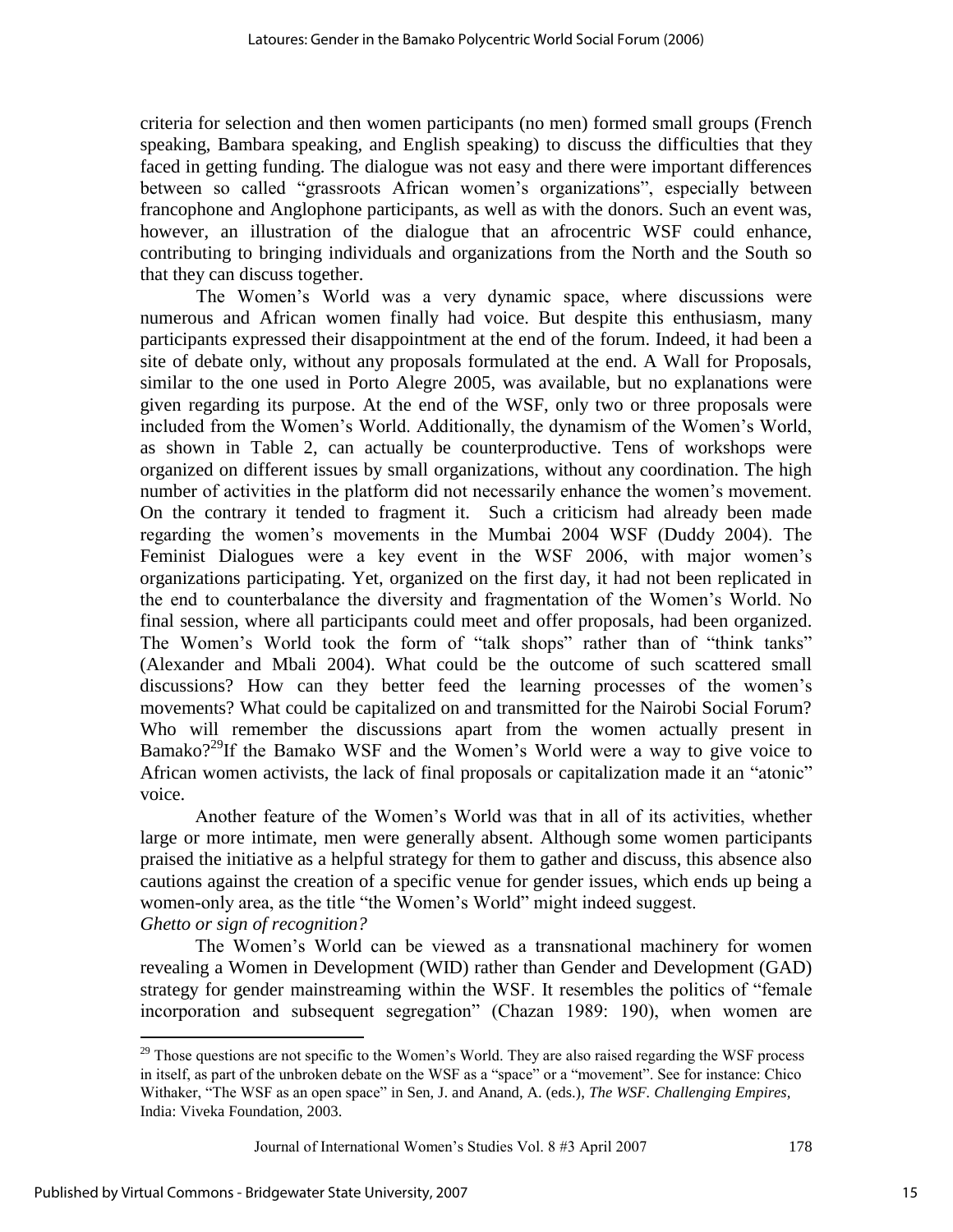criteria for selection and then women participants (no men) formed small groups (French speaking, Bambara speaking, and English speaking) to discuss the difficulties that they faced in getting funding. The dialogue was not easy and there were important differences between so called "grassroots African women's organizations", especially between francophone and Anglophone participants, as well as with the donors. Such an event was, however, an illustration of the dialogue that an afrocentric WSF could enhance, contributing to bringing individuals and organizations from the North and the South so that they can discuss together.

The Women's World was a very dynamic space, where discussions were numerous and African women finally had voice. But despite this enthusiasm, many participants expressed their disappointment at the end of the forum. Indeed, it had been a site of debate only, without any proposals formulated at the end. A Wall for Proposals, similar to the one used in Porto Alegre 2005, was available, but no explanations were given regarding its purpose. At the end of the WSF, only two or three proposals were included from the Women's World. Additionally, the dynamism of the Women's World, as shown in Table 2, can actually be counterproductive. Tens of workshops were organized on different issues by small organizations, without any coordination. The high number of activities in the platform did not necessarily enhance the women's movement. On the contrary it tended to fragment it. Such a criticism had already been made regarding the women's movements in the Mumbai 2004 WSF (Duddy 2004). The Feminist Dialogues were a key event in the WSF 2006, with major women's organizations participating. Yet, organized on the first day, it had not been replicated in the end to counterbalance the diversity and fragmentation of the Women's World. No final session, where all participants could meet and offer proposals, had been organized. The Women's World took the form of "talk shops" rather than of "think tanks" (Alexander and Mbali 2004). What could be the outcome of such scattered small discussions? How can they better feed the learning processes of the women's movements? What could be capitalized on and transmitted for the Nairobi Social Forum? Who will remember the discussions apart from the women actually present in Bamako?[29] If the Bamako WSF and the Women's World were a way to give voice to African women activists, the lack of final proposals or capitalization made it an "atonic" voice.

Another feature of the Women's World was that in all of its activities, whether large or more intimate, men were generally absent. Although some women participants praised the initiative as a helpful strategy for them to gather and discuss, this absence also cautions against the creation of a specific venue for gender issues, which ends up being a women-only area, as the title "the Women's World" might indeed suggest.

*Ghetto or sign of recognition?*

The Women's World can be viewed as a transnational machinery for women revealing a Women in Development (WID) rather than Gender and Development (GAD) strategy for gender mainstreaming within the WSF. It resembles the politics of "female incorporation and subsequent segregation" (Chazan 1989: 190), when women are

---

[29] Those questions are not specific to the Women's World. They are also raised regarding the WSF process in itself, as part of the unbroken debate on the WSF as a "space" or a "movement". See for instance: Chico Withaker, "The WSF as an open space" in Sen, J. and Anand, A. (eds.), *The WSF. Challenging Empires,* India: Viveka Foundation, 2003.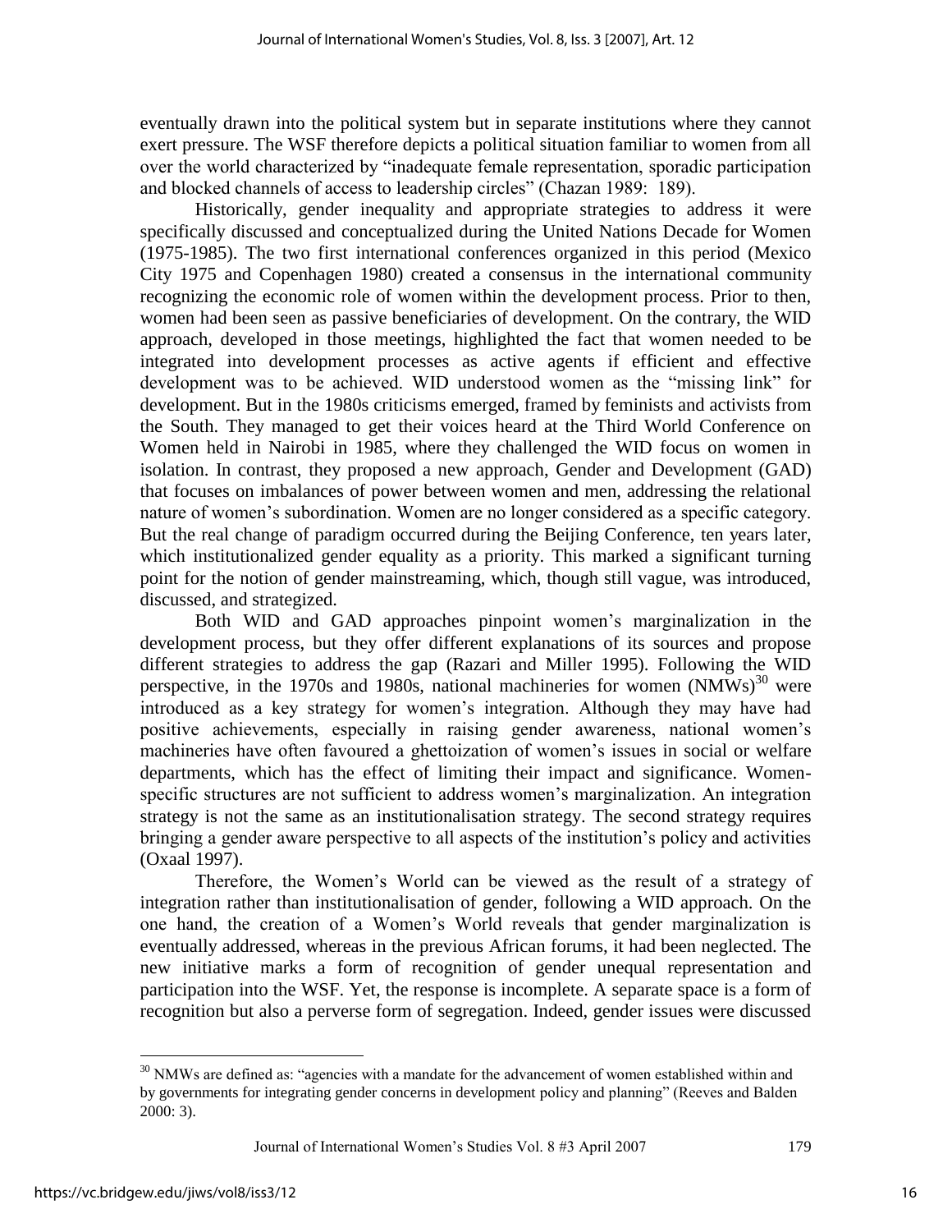eventually drawn into the political system but in separate institutions where they cannot exert pressure. The WSF therefore depicts a political situation familiar to women from all over the world characterized by "inadequate female representation, sporadic participation and blocked channels of access to leadership circles" (Chazan 1989: 189).

Historically, gender inequality and appropriate strategies to address it were specifically discussed and conceptualized during the United Nations Decade for Women (1975-1985). The two first international conferences organized in this period (Mexico City 1975 and Copenhagen 1980) created a consensus in the international community recognizing the economic role of women within the development process. Prior to then, women had been seen as passive beneficiaries of development. On the contrary, the WID approach, developed in those meetings, highlighted the fact that women needed to be integrated into development processes as active agents if efficient and effective development was to be achieved. WID understood women as the "missing link" for development. But in the 1980s criticisms emerged, framed by feminists and activists from the South. They managed to get their voices heard at the Third World Conference on Women held in Nairobi in 1985, where they challenged the WID focus on women in isolation. In contrast, they proposed a new approach, Gender and Development (GAD) that focuses on imbalances of power between women and men, addressing the relational nature of women's subordination. Women are no longer considered as a specific category. But the real change of paradigm occurred during the Beijing Conference, ten years later, which institutionalized gender equality as a priority. This marked a significant turning point for the notion of gender mainstreaming, which, though still vague, was introduced, discussed, and strategized.

Both WID and GAD approaches pinpoint women's marginalization in the development process, but they offer different explanations of its sources and propose different strategies to address the gap (Razari and Miller 1995). Following the WID perspective, in the 1970s and 1980s, national machineries for women (NMWs)[30] were introduced as a key strategy for women's integration. Although they may have had positive achievements, especially in raising gender awareness, national women's machineries have often favoured a ghettoization of women's issues in social or welfare departments, which has the effect of limiting their impact and significance. Women-specific structures are not sufficient to address women's marginalization. An integration strategy is not the same as an institutionalisation strategy. The second strategy requires bringing a gender aware perspective to all aspects of the institution's policy and activities (Oxaal 1997).

Therefore, the Women's World can be viewed as the result of a strategy of integration rather than institutionalisation of gender, following a WID approach. On the one hand, the creation of a Women's World reveals that gender marginalization is eventually addressed, whereas in the previous African forums, it had been neglected. The new initiative marks a form of recognition of gender unequal representation and participation into the WSF. Yet, the response is incomplete. A separate space is a form of recognition but also a perverse form of segregation. Indeed, gender issues were discussed

[30] NMWs are defined as: "agencies with a mandate for the advancement of women established within and by governments for integrating gender concerns in development policy and planning" (Reeves and Balden 2000: 3).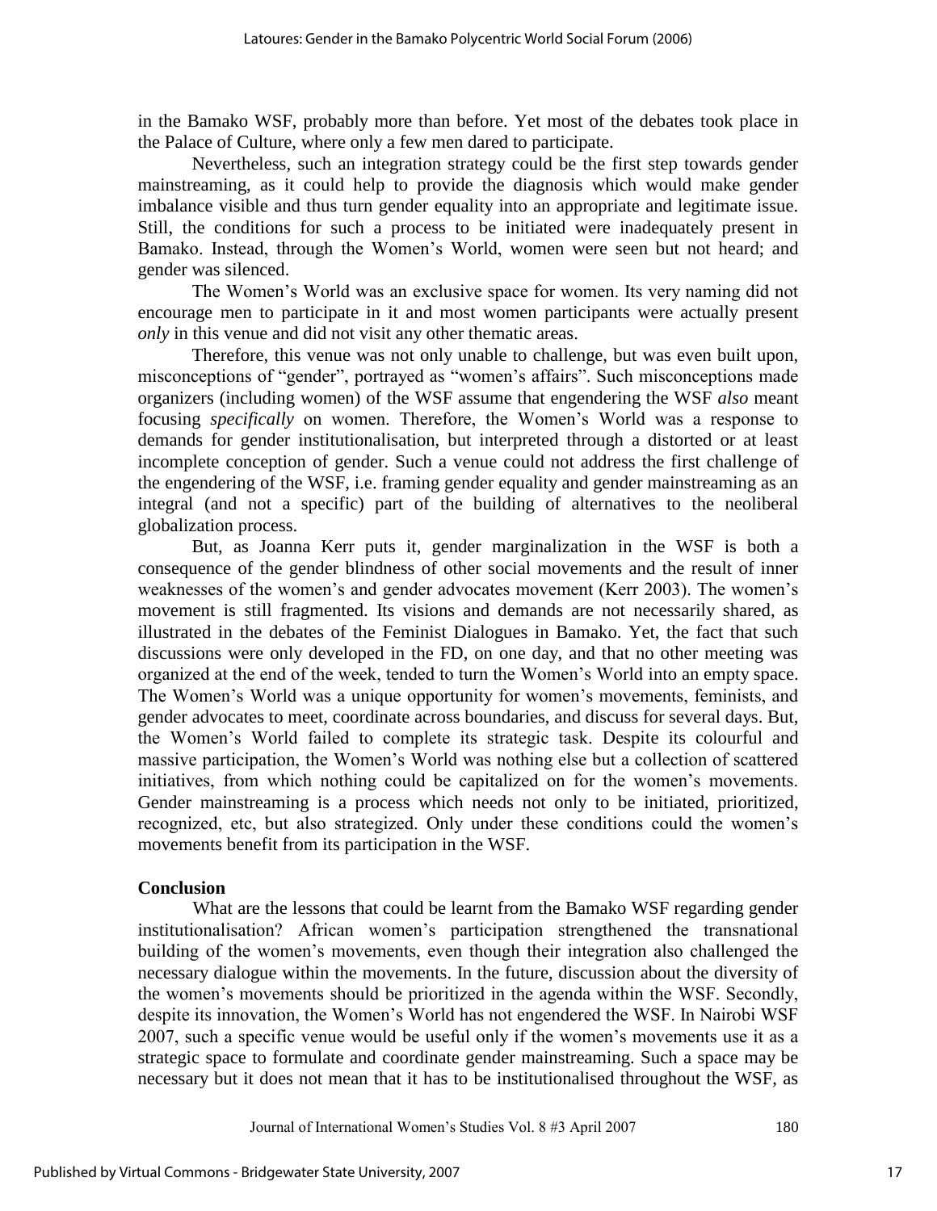in the Bamako WSF, probably more than before. Yet most of the debates took place in the Palace of Culture, where only a few men dared to participate.

Nevertheless, such an integration strategy could be the first step towards gender mainstreaming, as it could help to provide the diagnosis which would make gender imbalance visible and thus turn gender equality into an appropriate and legitimate issue. Still, the conditions for such a process to be initiated were inadequately present in Bamako. Instead, through the Women's World, women were seen but not heard; and gender was silenced.

The Women's World was an exclusive space for women. Its very naming did not encourage men to participate in it and most women participants were actually present *only* in this venue and did not visit any other thematic areas.

Therefore, this venue was not only unable to challenge, but was even built upon, misconceptions of "gender", portrayed as "women's affairs". Such misconceptions made organizers (including women) of the WSF assume that engendering the WSF *also* meant focusing *specifically* on women. Therefore, the Women's World was a response to demands for gender institutionalisation, but interpreted through a distorted or at least incomplete conception of gender. Such a venue could not address the first challenge of the engendering of the WSF, i.e. framing gender equality and gender mainstreaming as an integral (and not a specific) part of the building of alternatives to the neoliberal globalization process.

But, as Joanna Kerr puts it, gender marginalization in the WSF is both a consequence of the gender blindness of other social movements and the result of inner weaknesses of the women's and gender advocates movement (Kerr 2003). The women's movement is still fragmented. Its visions and demands are not necessarily shared, as illustrated in the debates of the Feminist Dialogues in Bamako. Yet, the fact that such discussions were only developed in the FD, on one day, and that no other meeting was organized at the end of the week, tended to turn the Women's World into an empty space. The Women's World was a unique opportunity for women's movements, feminists, and gender advocates to meet, coordinate across boundaries, and discuss for several days. But, the Women's World failed to complete its strategic task. Despite its colourful and massive participation, the Women's World was nothing else but a collection of scattered initiatives, from which nothing could be capitalized on for the women's movements. Gender mainstreaming is a process which needs not only to be initiated, prioritized, recognized, etc, but also strategized. Only under these conditions could the women's movements benefit from its participation in the WSF.

## Conclusion

What are the lessons that could be learnt from the Bamako WSF regarding gender institutionalisation? African women's participation strengthened the transnational building of the women's movements, even though their integration also challenged the necessary dialogue within the movements. In the future, discussion about the diversity of the women's movements should be prioritized in the agenda within the WSF. Secondly, despite its innovation, the Women's World has not engendered the WSF. In Nairobi WSF 2007, such a specific venue would be useful only if the women's movements use it as a strategic space to formulate and coordinate gender mainstreaming. Such a space may be necessary but it does not mean that it has to be institutionalised throughout the WSF, as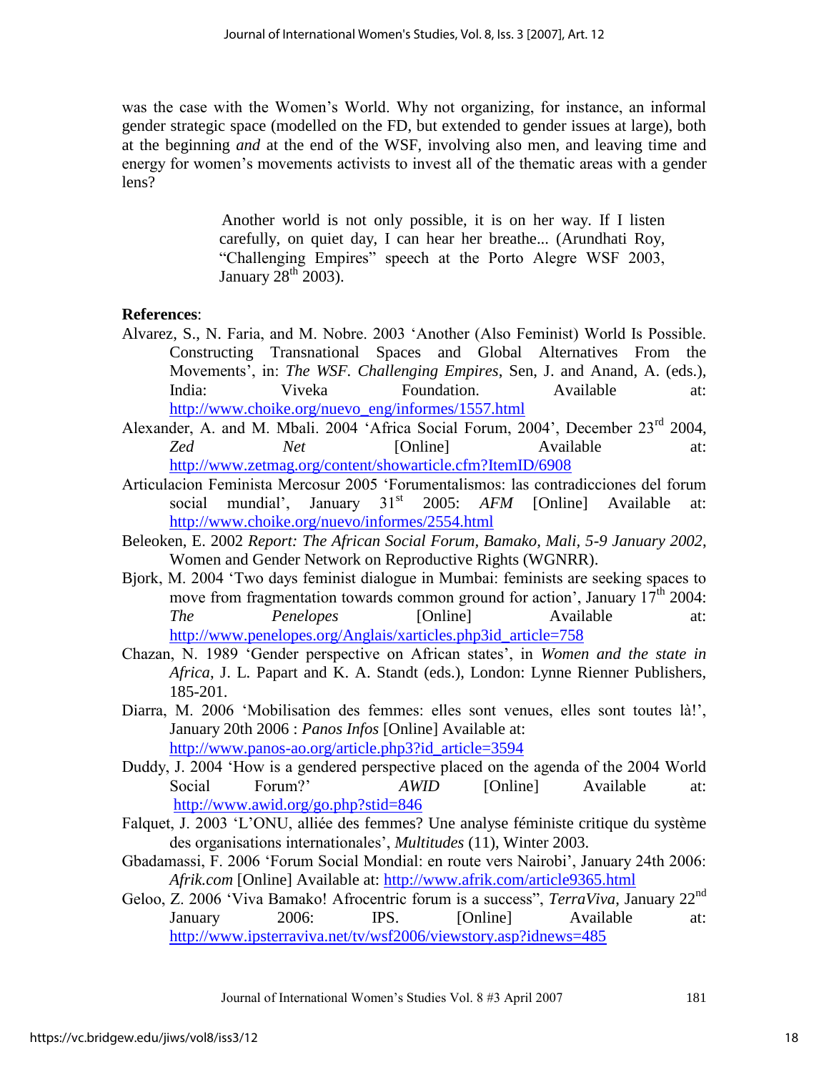was the case with the Women's World. Why not organizing, for instance, an informal gender strategic space (modelled on the FD, but extended to gender issues at large), both at the beginning *and* at the end of the WSF, involving also men, and leaving time and energy for women's movements activists to invest all of the thematic areas with a gender lens?

> Another world is not only possible, it is on her way. If I listen carefully, on quiet day, I can hear her breathe... (Arundhati Roy, "Challenging Empires" speech at the Porto Alegre WSF 2003, January 28th 2003).

**References**:

Alvarez, S., N. Faria, and M. Nobre. 2003 'Another (Also Feminist) World Is Possible. Constructing Transnational Spaces and Global Alternatives From the Movements', in: *The WSF. Challenging Empires*, Sen, J. and Anand, A. (eds.), India: Viveka Foundation. Available at: http://www.choike.org/nuevo_eng/informes/1557.html

Alexander, A. and M. Mbali. 2004 'Africa Social Forum, 2004', December 23rd 2004, *Zed Net* [Online] Available at: http://www.zetmag.org/content/showarticle.cfm?ItemID/6908

Articulacion Feminista Mercosur 2005 'Forumentalismos: las contradicciones del forum social mundial', January 31st 2005: *AFM* [Online] Available at: http://www.choike.org/nuevo/informes/2554.html

Beleoken, E. 2002 *Report: The African Social Forum, Bamako, Mali, 5-9 January 2002*, Women and Gender Network on Reproductive Rights (WGNRR).

Bjork, M. 2004 'Two days feminist dialogue in Mumbai: feminists are seeking spaces to move from fragmentation towards common ground for action', January 17th 2004: *The Penelopes* [Online] Available at: http://www.penelopes.org/Anglais/xarticles.php3id_article=758

Chazan, N. 1989 'Gender perspective on African states', in *Women and the state in Africa*, J. L. Papart and K. A. Standt (eds.), London: Lynne Rienner Publishers, 185-201.

Diarra, M. 2006 'Mobilisation des femmes: elles sont venues, elles sont toutes là!', January 20th 2006 : *Panos Infos* [Online] Available at: http://www.panos-ao.org/article.php3?id_article=3594

Duddy, J. 2004 'How is a gendered perspective placed on the agenda of the 2004 World Social Forum?' *AWID* [Online] Available at: http://www.awid.org/go.php?stid=846

Falquet, J. 2003 'L'ONU, alliée des femmes? Une analyse féministe critique du système des organisations internationales', *Multitudes* (11), Winter 2003.

Gbadamassi, F. 2006 'Forum Social Mondial: en route vers Nairobi', January 24th 2006: *Afrik.com* [Online] Available at: http://www.afrik.com/article9365.html

Geloo, Z. 2006 'Viva Bamako! Afrocentric forum is a success", *TerraViva*, January 22nd January 2006: IPS. [Online] Available at: http://www.ipsterraviva.net/tv/wsf2006/viewstory.asp?idnews=485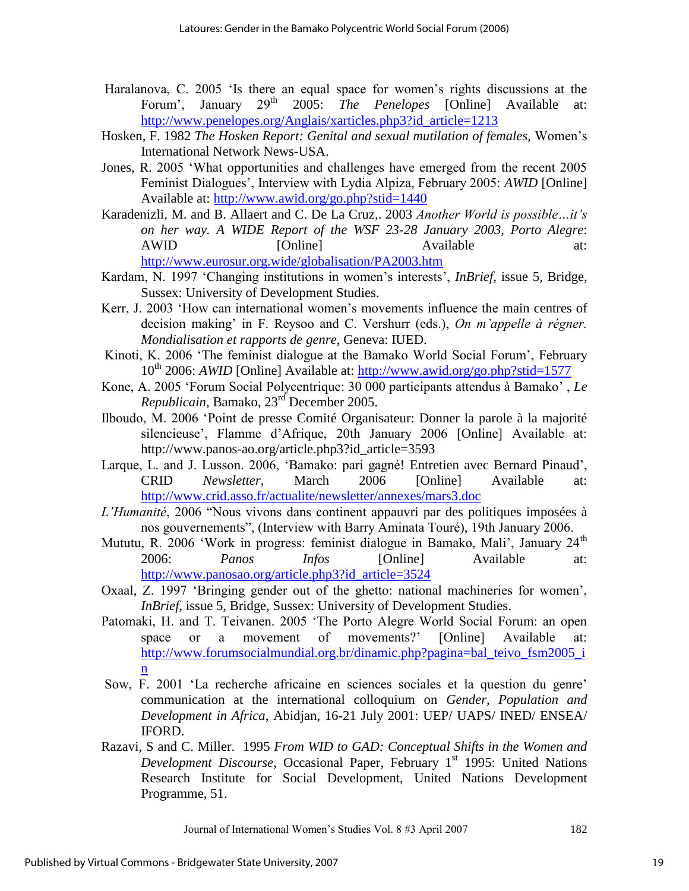Haralanova, C. 2005 'Is there an equal space for women's rights discussions at the Forum', January 29th 2005: *The Penelopes* [Online] Available at: http://www.penelopes.org/Anglais/xarticles.php3?id_article=1213

Hosken, F. 1982 *The Hosken Report: Genital and sexual mutilation of females*, Women's International Network News-USA.

Jones, R. 2005 'What opportunities and challenges have emerged from the recent 2005 Feminist Dialogues', Interview with Lydia Alpiza, February 2005: *AWID* [Online] Available at: http://www.awid.org/go.php?stid=1440

Karadenizli, M. and B. Allaert and C. De La Cruz,. 2003 *Another World is possible…it's on her way. A WIDE Report of the WSF 23-28 January 2003, Porto Alegre*: AWID [Online] Available at: http://www.eurosur.org.wide/globalisation/PA2003.htm

Kardam, N. 1997 'Changing institutions in women's interests', *InBrief*, issue 5, Bridge, Sussex: University of Development Studies.

Kerr, J. 2003 'How can international women's movements influence the main centres of decision making' in F. Reysoo and C. Vershurr (eds.), *On m'appelle à régner. Mondialisation et rapports de genre*, Geneva: IUED.

Kinoti, K. 2006 'The feminist dialogue at the Bamako World Social Forum', February 10th 2006: *AWID* [Online] Available at: http://www.awid.org/go.php?stid=1577

Kone, A. 2005 'Forum Social Polycentrique: 30 000 participants attendus à Bamako' , *Le Republicain*, Bamako, 23rd December 2005.

Ilboudo, M. 2006 'Point de presse Comité Organisateur: Donner la parole à la majorité silencieuse', Flamme d'Afrique, 20th January 2006 [Online] Available at: http://www.panos-ao.org/article.php3?id_article=3593

Larque, L. and J. Lusson. 2006, 'Bamako: pari gagné! Entretien avec Bernard Pinaud', CRID *Newsletter*, March 2006 [Online] Available at: http://www.crid.asso.fr/actualite/newsletter/annexes/mars3.doc

*L'Humanité*, 2006 "Nous vivons dans continent appauvri par des politiques imposées à nos gouvernements", (Interview with Barry Aminata Touré), 19th January 2006.

Mututu, R. 2006 'Work in progress: feminist dialogue in Bamako, Mali', January 24th 2006: *Panos Infos* [Online] Available at: http://www.panosao.org/article.php3?id_article=3524

Oxaal, Z. 1997 'Bringing gender out of the ghetto: national machineries for women', *InBrief*, issue 5, Bridge, Sussex: University of Development Studies.

Patomaki, H. and T. Teivanen. 2005 'The Porto Alegre World Social Forum: an open space or a movement of movements?' [Online] Available at: http://www.forumsocialmundial.org.br/dinamic.php?pagina=bal_teivo_fsm2005_in

Sow, F. 2001 'La recherche africaine en sciences sociales et la question du genre' communication at the international colloquium on *Gender, Population and Development in Africa*, Abidjan, 16-21 July 2001: UEP/ UAPS/ INED/ ENSEA/ IFORD.

Razavi, S and C. Miller. 1995 *From WID to GAD: Conceptual Shifts in the Women and Development Discourse*, Occasional Paper, February 1st 1995: United Nations Research Institute for Social Development, United Nations Development Programme, 51.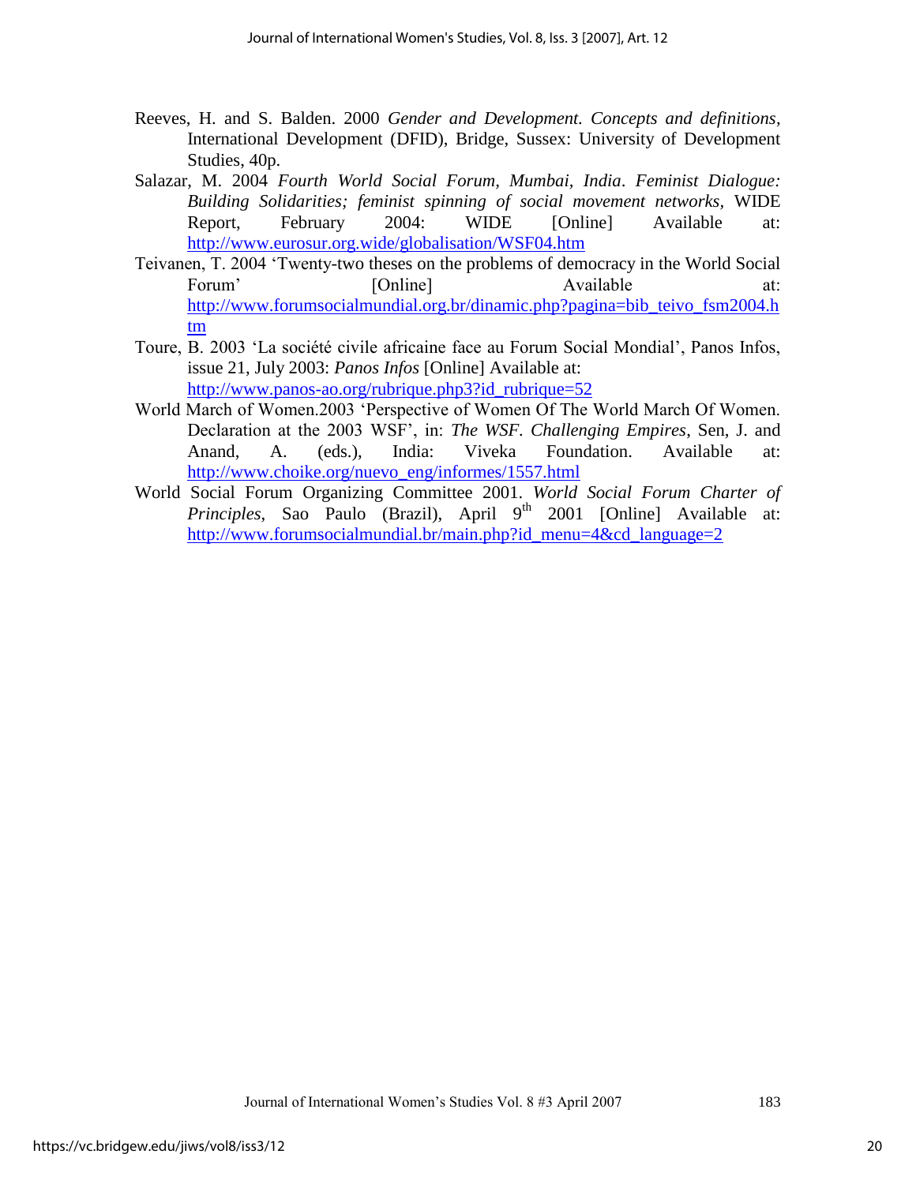Reeves, H. and S. Balden. 2000 *Gender and Development. Concepts and definitions*, International Development (DFID), Bridge, Sussex: University of Development Studies, 40p.

Salazar, M. 2004 *Fourth World Social Forum, Mumbai, India*. *Feminist Dialogue: Building Solidarities; feminist spinning of social movement networks*, WIDE Report, February 2004: WIDE [Online] Available at: http://www.eurosur.org.wide/globalisation/WSF04.htm

Teivanen, T. 2004 'Twenty-two theses on the problems of democracy in the World Social Forum' [Online] Available at: http://www.forumsocialmundial.org.br/dinamic.php?pagina=bib_teivo_fsm2004.htm

Toure, B. 2003 'La société civile africaine face au Forum Social Mondial', Panos Infos, issue 21, July 2003: *Panos Infos* [Online] Available at: http://www.panos-ao.org/rubrique.php3?id_rubrique=52

World March of Women.2003 'Perspective of Women Of The World March Of Women. Declaration at the 2003 WSF', in: *The WSF. Challenging Empires*, Sen, J. and Anand, A. (eds.), India: Viveka Foundation. Available at: http://www.choike.org/nuevo_eng/informes/1557.html

World Social Forum Organizing Committee 2001. *World Social Forum Charter of Principles*, Sao Paulo (Brazil), April 9th 2001 [Online] Available at: http://www.forumsocialmundial.br/main.php?id_menu=4&cd_language=2